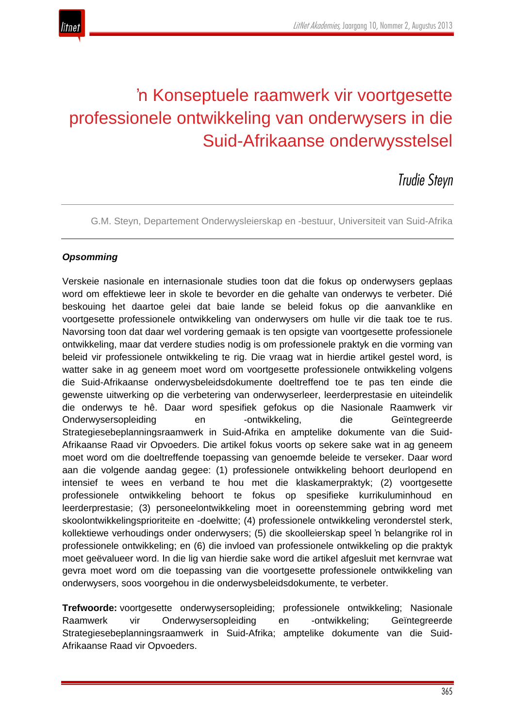# ’n Konseptuele raamwerk vir voortgesette professionele ontwikkeling van onderwysers in die Suid-Afrikaanse onderwysstelsel

*Trudie Steyn*

G.M. Steyn, Departement Onderwysleierskap en -bestuur, Universiteit van Suid-Afrika

***Opsomming***

Verskeie nasionale en internasionale studies toon dat die fokus op onderwysers geplaas word om effektiewe leer in skole te bevorder en die gehalte van onderwys te verbeter. Dié beskouing het daartoe gelei dat baie lande se beleid fokus op die aanvanklike en voortgesette professionele ontwikkeling van onderwysers om hulle vir die taak toe te rus. Navorsing toon dat daar wel vordering gemaak is ten opsigte van voortgesette professionele ontwikkeling, maar dat verdere studies nodig is om professionele praktyk en die vorming van beleid vir professionele ontwikkeling te rig. Die vraag wat in hierdie artikel gestel word, is watter sake in ag geneem moet word om voortgesette professionele ontwikkeling volgens die Suid-Afrikaanse onderwysbeleidsdokumente doeltreffend toe te pas ten einde die gewenste uitwerking op die verbetering van onderwyserleer, leerderprestasie en uiteindelik die onderwys te hê. Daar word spesifiek gefokus op die Nasionale Raamwerk vir Onderwysersopleiding en -ontwikkeling, die Geïntegreerde Strategiesebeplanningsraamwerk in Suid-Afrika en amptelike dokumente van die Suid-Afrikaanse Raad vir Opvoeders. Die artikel fokus voorts op sekere sake wat in ag geneem moet word om die doeltreffende toepassing van genoemde beleide te verseker. Daar word aan die volgende aandag gegee: (1) professionele ontwikkeling behoort deurlopend en intensief te wees en verband te hou met die klaskamerpraktyk; (2) voortgesette professionele ontwikkeling behoort te fokus op spesifieke kurrikuluminhoud en leerderprestasie; (3) personeelontwikkeling moet in ooreenstemming gebring word met skoolontwikkelingsprioriteite en -doelwitte; (4) professionele ontwikkeling veronderstel sterk, kollektiewe verhoudings onder onderwysers; (5) die skoolleierskap speel ’n belangrike rol in professionele ontwikkeling; en (6) die invloed van professionele ontwikkeling op die praktyk moet geëvalueer word. In die lig van hierdie sake word die artikel afgesluit met kernvrae wat gevra moet word om die toepassing van die voortgesette professionele ontwikkeling van onderwysers, soos voorgehou in die onderwysbeleidsdokumente, te verbeter.

**Trefwoorde:** voortgesette onderwysersopleiding; professionele ontwikkeling; Nasionale Raamwerk vir Onderwysersopleiding en -ontwikkeling; Geïntegreerde Strategiesebeplanningsraamwerk in Suid-Afrika; amptelike dokumente van die Suid-Afrikaanse Raad vir Opvoeders.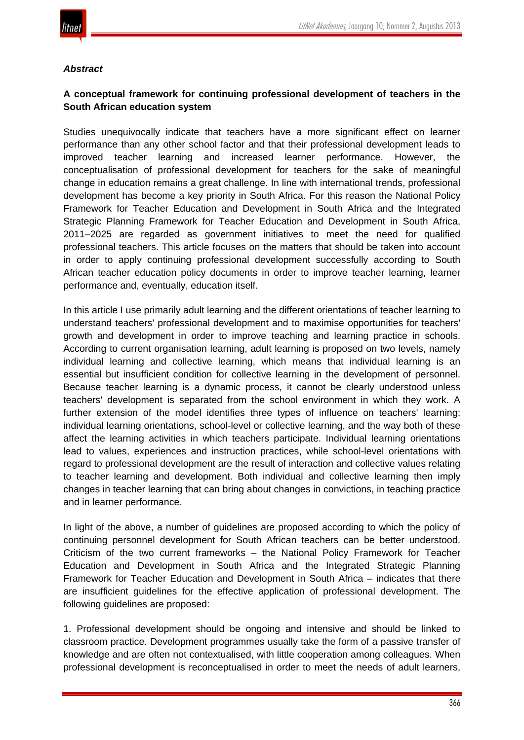***Abstract***

**A conceptual framework for continuing professional development of teachers in the South African education system**

Studies unequivocally indicate that teachers have a more significant effect on learner performance than any other school factor and that their professional development leads to improved teacher learning and increased learner performance. However, the conceptualisation of professional development for teachers for the sake of meaningful change in education remains a great challenge. In line with international trends, professional development has become a key priority in South Africa. For this reason the National Policy Framework for Teacher Education and Development in South Africa and the Integrated Strategic Planning Framework for Teacher Education and Development in South Africa, 2011–2025 are regarded as government initiatives to meet the need for qualified professional teachers. This article focuses on the matters that should be taken into account in order to apply continuing professional development successfully according to South African teacher education policy documents in order to improve teacher learning, learner performance and, eventually, education itself.

In this article I use primarily adult learning and the different orientations of teacher learning to understand teachers' professional development and to maximise opportunities for teachers' growth and development in order to improve teaching and learning practice in schools. According to current organisation learning, adult learning is proposed on two levels, namely individual learning and collective learning, which means that individual learning is an essential but insufficient condition for collective learning in the development of personnel. Because teacher learning is a dynamic process, it cannot be clearly understood unless teachers' development is separated from the school environment in which they work. A further extension of the model identifies three types of influence on teachers' learning: individual learning orientations, school-level or collective learning, and the way both of these affect the learning activities in which teachers participate. Individual learning orientations lead to values, experiences and instruction practices, while school-level orientations with regard to professional development are the result of interaction and collective values relating to teacher learning and development. Both individual and collective learning then imply changes in teacher learning that can bring about changes in convictions, in teaching practice and in learner performance.

In light of the above, a number of guidelines are proposed according to which the policy of continuing personnel development for South African teachers can be better understood. Criticism of the two current frameworks – the National Policy Framework for Teacher Education and Development in South Africa and the Integrated Strategic Planning Framework for Teacher Education and Development in South Africa – indicates that there are insufficient guidelines for the effective application of professional development. The following guidelines are proposed:

1. Professional development should be ongoing and intensive and should be linked to classroom practice. Development programmes usually take the form of a passive transfer of knowledge and are often not contextualised, with little cooperation among colleagues. When professional development is reconceptualised in order to meet the needs of adult learners,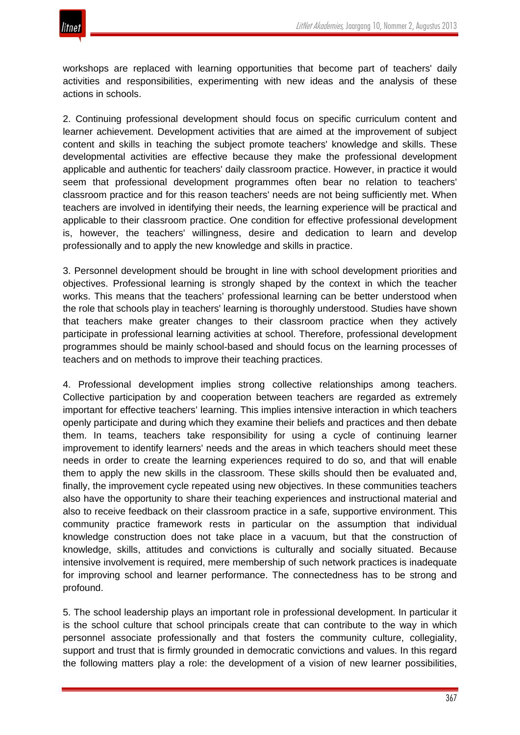workshops are replaced with learning opportunities that become part of teachers' daily activities and responsibilities, experimenting with new ideas and the analysis of these actions in schools.

2. Continuing professional development should focus on specific curriculum content and learner achievement. Development activities that are aimed at the improvement of subject content and skills in teaching the subject promote teachers' knowledge and skills. These developmental activities are effective because they make the professional development applicable and authentic for teachers' daily classroom practice. However, in practice it would seem that professional development programmes often bear no relation to teachers' classroom practice and for this reason teachers' needs are not being sufficiently met. When teachers are involved in identifying their needs, the learning experience will be practical and applicable to their classroom practice. One condition for effective professional development is, however, the teachers' willingness, desire and dedication to learn and develop professionally and to apply the new knowledge and skills in practice.

3. Personnel development should be brought in line with school development priorities and objectives. Professional learning is strongly shaped by the context in which the teacher works. This means that the teachers' professional learning can be better understood when the role that schools play in teachers' learning is thoroughly understood. Studies have shown that teachers make greater changes to their classroom practice when they actively participate in professional learning activities at school. Therefore, professional development programmes should be mainly school-based and should focus on the learning processes of teachers and on methods to improve their teaching practices.

4. Professional development implies strong collective relationships among teachers. Collective participation by and cooperation between teachers are regarded as extremely important for effective teachers' learning. This implies intensive interaction in which teachers openly participate and during which they examine their beliefs and practices and then debate them. In teams, teachers take responsibility for using a cycle of continuing learner improvement to identify learners' needs and the areas in which teachers should meet these needs in order to create the learning experiences required to do so, and that will enable them to apply the new skills in the classroom. These skills should then be evaluated and, finally, the improvement cycle repeated using new objectives. In these communities teachers also have the opportunity to share their teaching experiences and instructional material and also to receive feedback on their classroom practice in a safe, supportive environment. This community practice framework rests in particular on the assumption that individual knowledge construction does not take place in a vacuum, but that the construction of knowledge, skills, attitudes and convictions is culturally and socially situated. Because intensive involvement is required, mere membership of such network practices is inadequate for improving school and learner performance. The connectedness has to be strong and profound.

5. The school leadership plays an important role in professional development. In particular it is the school culture that school principals create that can contribute to the way in which personnel associate professionally and that fosters the community culture, collegiality, support and trust that is firmly grounded in democratic convictions and values. In this regard the following matters play a role: the development of a vision of new learner possibilities,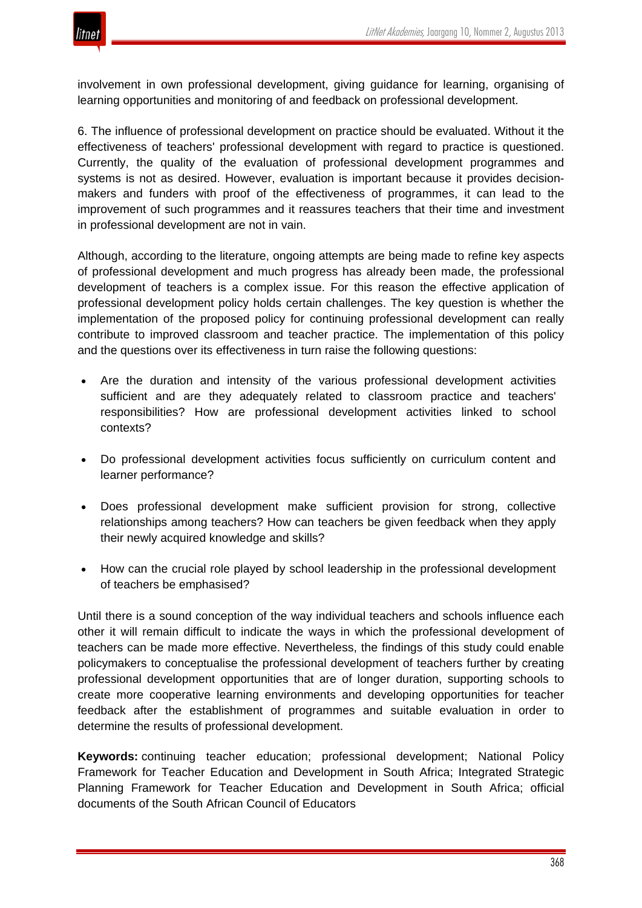involvement in own professional development, giving guidance for learning, organising of learning opportunities and monitoring of and feedback on professional development.

6. The influence of professional development on practice should be evaluated. Without it the effectiveness of teachers' professional development with regard to practice is questioned. Currently, the quality of the evaluation of professional development programmes and systems is not as desired. However, evaluation is important because it provides decision-makers and funders with proof of the effectiveness of programmes, it can lead to the improvement of such programmes and it reassures teachers that their time and investment in professional development are not in vain.

Although, according to the literature, ongoing attempts are being made to refine key aspects of professional development and much progress has already been made, the professional development of teachers is a complex issue. For this reason the effective application of professional development policy holds certain challenges. The key question is whether the implementation of the proposed policy for continuing professional development can really contribute to improved classroom and teacher practice. The implementation of this policy and the questions over its effectiveness in turn raise the following questions:

- Are the duration and intensity of the various professional development activities sufficient and are they adequately related to classroom practice and teachers' responsibilities? How are professional development activities linked to school contexts?
- Do professional development activities focus sufficiently on curriculum content and learner performance?
- Does professional development make sufficient provision for strong, collective relationships among teachers? How can teachers be given feedback when they apply their newly acquired knowledge and skills?
- How can the crucial role played by school leadership in the professional development of teachers be emphasised?

Until there is a sound conception of the way individual teachers and schools influence each other it will remain difficult to indicate the ways in which the professional development of teachers can be made more effective. Nevertheless, the findings of this study could enable policymakers to conceptualise the professional development of teachers further by creating professional development opportunities that are of longer duration, supporting schools to create more cooperative learning environments and developing opportunities for teacher feedback after the establishment of programmes and suitable evaluation in order to determine the results of professional development.

**Keywords:** continuing teacher education; professional development; National Policy Framework for Teacher Education and Development in South Africa; Integrated Strategic Planning Framework for Teacher Education and Development in South Africa; official documents of the South African Council of Educators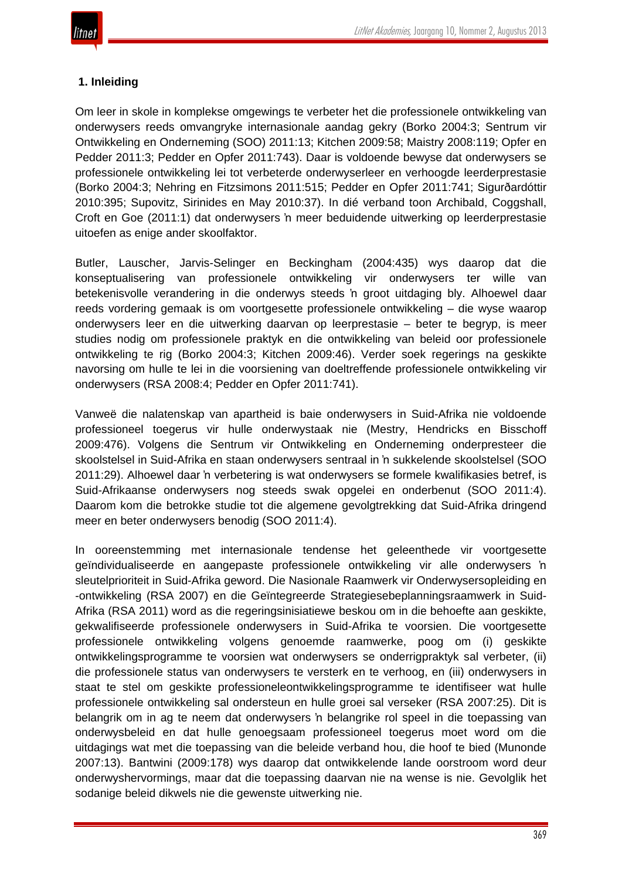## 1. Inleiding

Om leer in skole in komplekse omgewings te verbeter het die professionele ontwikkeling van onderwysers reeds omvangryke internasionale aandag gekry (Borko 2004:3; Sentrum vir Ontwikkeling en Onderneming (SOO) 2011:13; Kitchen 2009:58; Maistry 2008:119; Opfer en Pedder 2011:3; Pedder en Opfer 2011:743). Daar is voldoende bewyse dat onderwysers se professionele ontwikkeling lei tot verbeterde onderwyserleer en verhoogde leerderprestasie (Borko 2004:3; Nehring en Fitzsimons 2011:515; Pedder en Opfer 2011:741; Sigurðardóttir 2010:395; Supovitz, Sirinides en May 2010:37). In dié verband toon Archibald, Coggshall, Croft en Goe (2011:1) dat onderwysers 'n meer beduidende uitwerking op leerderprestasie uitoefen as enige ander skoolfaktor.

Butler, Lauscher, Jarvis-Selinger en Beckingham (2004:435) wys daarop dat die konseptualisering van professionele ontwikkeling vir onderwysers ter wille van betekenisvolle verandering in die onderwys steeds 'n groot uitdaging bly. Alhoewel daar reeds vordering gemaak is om voortgesette professionele ontwikkeling – die wyse waarop onderwysers leer en die uitwerking daarvan op leerprestasie – beter te begryp, is meer studies nodig om professionele praktyk en die ontwikkeling van beleid oor professionele ontwikkeling te rig (Borko 2004:3; Kitchen 2009:46). Verder soek regerings na geskikte navorsing om hulle te lei in die voorsiening van doeltreffende professionele ontwikkeling vir onderwysers (RSA 2008:4; Pedder en Opfer 2011:741).

Vanweë die nalatenskap van apartheid is baie onderwysers in Suid-Afrika nie voldoende professioneel toegerus vir hulle onderwystaak nie (Mestry, Hendricks en Bisschoff 2009:476). Volgens die Sentrum vir Ontwikkeling en Onderneming onderpresteer die skoolstelsel in Suid-Afrika en staan onderwysers sentraal in 'n sukkelende skoolstelsel (SOO 2011:29). Alhoewel daar 'n verbetering is wat onderwysers se formele kwalifikasies betref, is Suid-Afrikaanse onderwysers nog steeds swak opgelei en onderbenut (SOO 2011:4). Daarom kom die betrokke studie tot die algemene gevolgtrekking dat Suid-Afrika dringend meer en beter onderwysers benodig (SOO 2011:4).

In ooreenstemming met internasionale tendense het geleenthede vir voortgesette geïndividualiseerde en aangepaste professionele ontwikkeling vir alle onderwysers 'n sleutelprioriteit in Suid-Afrika geword. Die Nasionale Raamwerk vir Onderwysersopleiding en -ontwikkeling (RSA 2007) en die Geïntegreerde Strategiesebeplanningsraamwerk in Suid-Afrika (RSA 2011) word as die regeringsinisiatiewe beskou om in die behoefte aan geskikte, gekwalifiseerde professionele onderwysers in Suid-Afrika te voorsien. Die voortgesette professionele ontwikkeling volgens genoemde raamwerke, poog om (i) geskikte ontwikkelingsprogramme te voorsien wat onderwysers se onderrigpraktyk sal verbeter, (ii) die professionele status van onderwysers te versterk en te verhoog, en (iii) onderwysers in staat te stel om geskikte professioneleontwikkelingsprogramme te identifiseer wat hulle professionele ontwikkeling sal ondersteun en hulle groei sal verseker (RSA 2007:25). Dit is belangrik om in ag te neem dat onderwysers 'n belangrike rol speel in die toepassing van onderwysbeleid en dat hulle genoegsaam professioneel toegerus moet word om die uitdagings wat met die toepassing van die beleide verband hou, die hoof te bied (Munonde 2007:13). Bantwini (2009:178) wys daarop dat ontwikkelende lande oorstroom word deur onderwyshervormings, maar dat die toepassing daarvan nie na wense is nie. Gevolglik het sodanige beleid dikwels nie die gewenste uitwerking nie.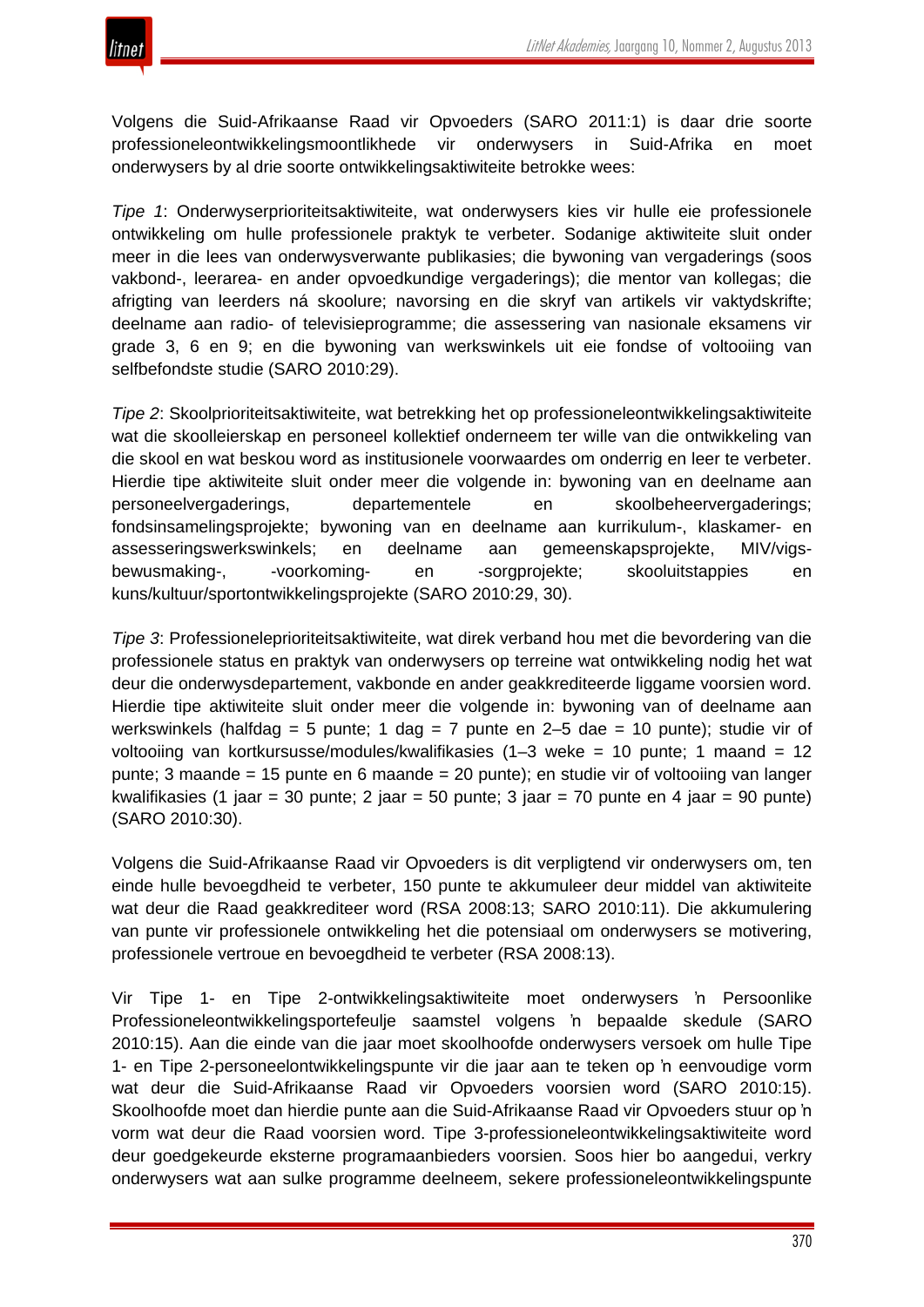Volgens die Suid-Afrikaanse Raad vir Opvoeders (SARO 2011:1) is daar drie soorte professioneleontwikkelingsmoontlikhede vir onderwysers in Suid-Afrika en moet onderwysers by al drie soorte ontwikkelingsaktiwiteite betrokke wees:

*Tipe 1*: Onderwyserprioriteitsaktiwiteite, wat onderwysers kies vir hulle eie professionele ontwikkeling om hulle professionele praktyk te verbeter. Sodanige aktiwiteite sluit onder meer in die lees van onderwysverwante publikasies; die bywoning van vergaderings (soos vakbond-, leerarea- en ander opvoedkundige vergaderings); die mentor van kollegas; die afrigting van leerders ná skoolure; navorsing en die skryf van artikels vir vaktydskrifte; deelname aan radio- of televisieprogramme; die assessering van nasionale eksamens vir grade 3, 6 en 9; en die bywoning van werkswinkels uit eie fondse of voltooiing van selfbefondste studie (SARO 2010:29).

*Tipe 2*: Skoolprioriteitsaktiwiteite, wat betrekking het op professioneleontwikkelingsaktiwiteite wat die skoolleierskap en personeel kollektief onderneem ter wille van die ontwikkeling van die skool en wat beskou word as institusionele voorwaardes om onderrig en leer te verbeter. Hierdie tipe aktiwiteite sluit onder meer die volgende in: bywoning van en deelname aan personeelvergaderings, departementele en skoolbeheervergaderings; fondsinsamelingsprojekte; bywoning van en deelname aan kurrikulum-, klaskamer- en assesseringswerkswinkels; en deelname aan gemeenskapsprojekte, MIV/vigs-bewusmaking-, -voorkoming- en -sorgprojekte; skooluitstappies en kuns/kultuur/sportontwikkelingsprojekte (SARO 2010:29, 30).

*Tipe 3*: Professionele­prioriteitsaktiwiteite, wat direk verband hou met die bevordering van die professionele status en praktyk van onderwysers op terreine wat ontwikkeling nodig het wat deur die onderwysdepartement, vakbonde en ander geakkrediteerde liggame voorsien word. Hierdie tipe aktiwiteite sluit onder meer die volgende in: bywoning van of deelname aan werkswinkels (halfdag = 5 punte; 1 dag = 7 punte en 2–5 dae = 10 punte); studie vir of voltooiing van kortkursusse/modules/kwalifikasies (1–3 weke = 10 punte; 1 maand = 12 punte; 3 maande = 15 punte en 6 maande = 20 punte); en studie vir of voltooiing van langer kwalifikasies (1 jaar = 30 punte; 2 jaar = 50 punte; 3 jaar = 70 punte en 4 jaar = 90 punte) (SARO 2010:30).

Volgens die Suid-Afrikaanse Raad vir Opvoeders is dit verpligtend vir onderwysers om, ten einde hulle bevoegdheid te verbeter, 150 punte te akkumuleer deur middel van aktiwiteite wat deur die Raad geakkrediteer word (RSA 2008:13; SARO 2010:11). Die akkumulering van punte vir professionele ontwikkeling het die potensiaal om onderwysers se motivering, professionele vertroue en bevoegdheid te verbeter (RSA 2008:13).

Vir Tipe 1- en Tipe 2-ontwikkelingsaktiwiteite moet onderwysers 'n Persoonlike Professioneleontwikkelingsportefeulje saamstel volgens 'n bepaalde skedule (SARO 2010:15). Aan die einde van die jaar moet skoolhoofde onderwysers versoek om hulle Tipe 1- en Tipe 2-personeelontwikkelingspunte vir die jaar aan te teken op 'n eenvoudige vorm wat deur die Suid-Afrikaanse Raad vir Opvoeders voorsien word (SARO 2010:15). Skoolhoofde moet dan hierdie punte aan die Suid-Afrikaanse Raad vir Opvoeders stuur op 'n vorm wat deur die Raad voorsien word. Tipe 3-professioneleontwikkelingsaktiwiteite word deur goedgekeurde eksterne programaanbieders voorsien. Soos hier bo aangedui, verkry onderwysers wat aan sulke programme deelneem, sekere professioneleontwikkelingspunte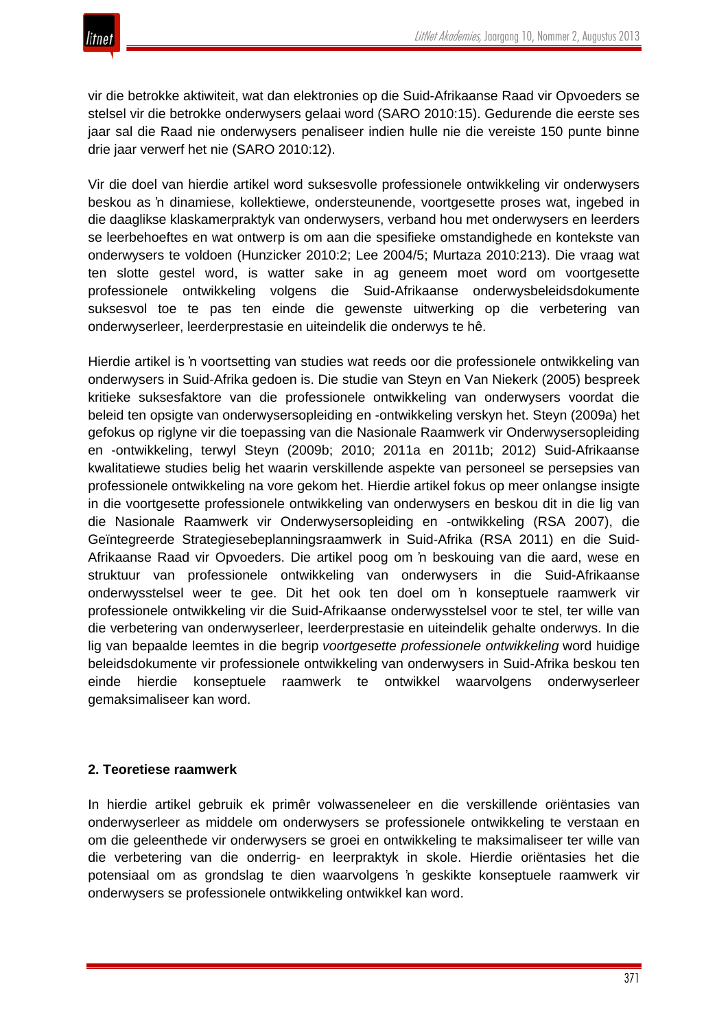vir die betrokke aktiwiteit, wat dan elektronies op die Suid-Afrikaanse Raad vir Opvoeders se stelsel vir die betrokke onderwysers gelaai word (SARO 2010:15). Gedurende die eerste ses jaar sal die Raad nie onderwysers penaliseer indien hulle nie die vereiste 150 punte binne drie jaar verwerf het nie (SARO 2010:12).

Vir die doel van hierdie artikel word suksesvolle professionele ontwikkeling vir onderwysers beskou as ŉ dinamiese, kollektiewe, ondersteunende, voortgesette proses wat, ingebed in die daaglikse klaskamerpraktyk van onderwysers, verband hou met onderwysers en leerders se leerbehoeftes en wat ontwerp is om aan die spesifieke omstandighede en kontekste van onderwysers te voldoen (Hunzicker 2010:2; Lee 2004/5; Murtaza 2010:213). Die vraag wat ten slotte gestel word, is watter sake in ag geneem moet word om voortgesette professionele ontwikkeling volgens die Suid-Afrikaanse onderwysbeleidsdokumente suksesvol toe te pas ten einde die gewenste uitwerking op die verbetering van onderwyserleer, leerderprestasie en uiteindelik die onderwys te hê.

Hierdie artikel is ŉ voortsetting van studies wat reeds oor die professionele ontwikkeling van onderwysers in Suid-Afrika gedoen is. Die studie van Steyn en Van Niekerk (2005) bespreek kritieke suksesfaktore van die professionele ontwikkeling van onderwysers voordat die beleid ten opsigte van onderwysersopleiding en -ontwikkeling verskyn het. Steyn (2009a) het gefokus op riglyne vir die toepassing van die Nasionale Raamwerk vir Onderwysersopleiding en -ontwikkeling, terwyl Steyn (2009b; 2010; 2011a en 2011b; 2012) Suid-Afrikaanse kwalitatiewe studies belig het waarin verskillende aspekte van personeel se persepsies van professionele ontwikkeling na vore gekom het. Hierdie artikel fokus op meer onlangse insigte in die voortgesette professionele ontwikkeling van onderwysers en beskou dit in die lig van die Nasionale Raamwerk vir Onderwysersopleiding en -ontwikkeling (RSA 2007), die Geïntegreerde Strategiesebeplanningsraamwerk in Suid-Afrika (RSA 2011) en die Suid-Afrikaanse Raad vir Opvoeders. Die artikel poog om ŉ beskouing van die aard, wese en struktuur van professionele ontwikkeling van onderwysers in die Suid-Afrikaanse onderwysstelsel weer te gee. Dit het ook ten doel om ŉ konseptuele raamwerk vir professionele ontwikkeling vir die Suid-Afrikaanse onderwysstelsel voor te stel, ter wille van die verbetering van onderwyserleer, leerderprestasie en uiteindelik gehalte onderwys. In die lig van bepaalde leemtes in die begrip *voortgesette professionele ontwikkeling* word huidige beleidsdokumente vir professionele ontwikkeling van onderwysers in Suid-Afrika beskou ten einde hierdie konseptuele raamwerk te ontwikkel waarvolgens onderwyserleer gemaksimaliseer kan word.

## 2. Teoretiese raamwerk

In hierdie artikel gebruik ek primêr volwasseneleer en die verskillende oriëntasies van onderwyserleer as middele om onderwysers se professionele ontwikkeling te verstaan en om die geleenthede vir onderwysers se groei en ontwikkeling te maksimaliseer ter wille van die verbetering van die onderrig- en leerpraktyk in skole. Hierdie oriëntasies het die potensiaal om as grondslag te dien waarvolgens ŉ geskikte konseptuele raamwerk vir onderwysers se professionele ontwikkeling ontwikkel kan word.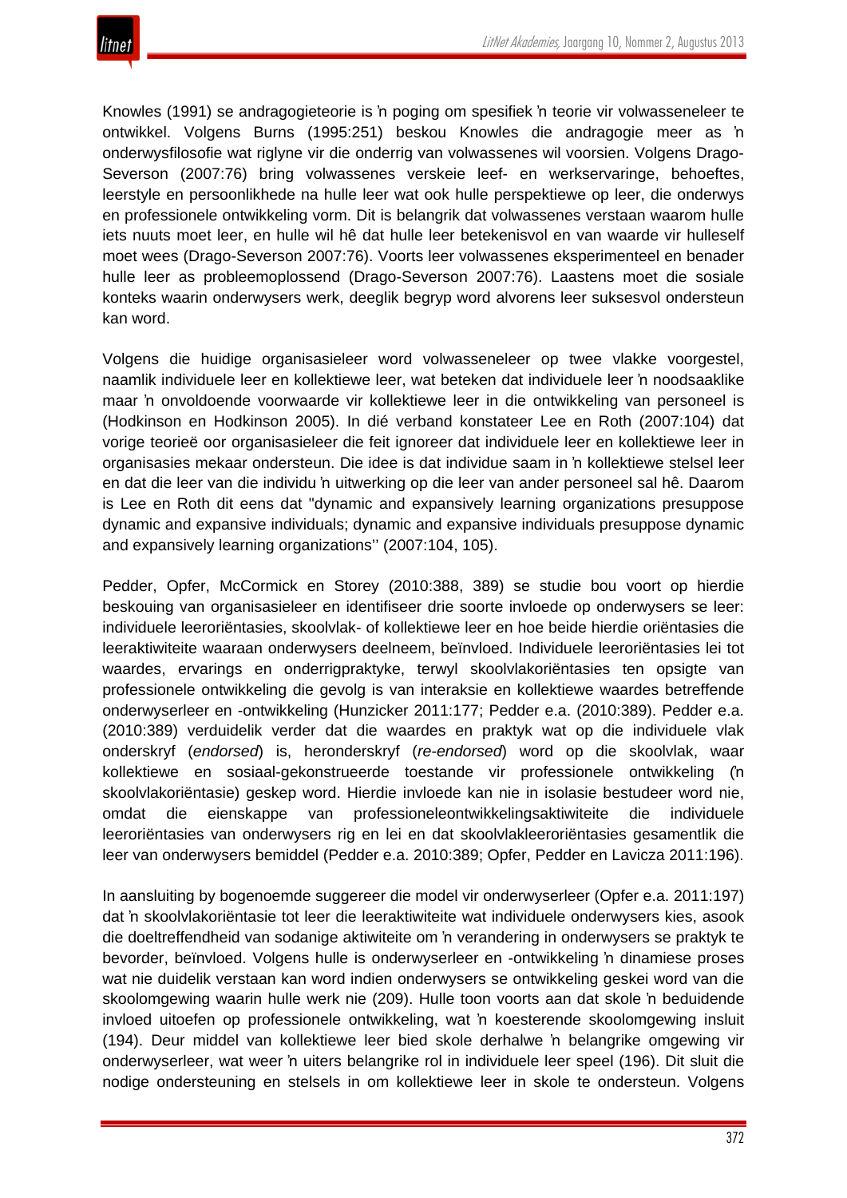Knowles (1991) se andragogieteorie is ŉ poging om spesifiek ŉ teorie vir volwasseneleer te ontwikkel. Volgens Burns (1995:251) beskou Knowles die andragogie meer as ŉ onderwysfilosofie wat riglyne vir die onderrig van volwassenes wil voorsien. Volgens Drago-Severson (2007:76) bring volwassenes verskeie leef- en werkservaringe, behoeftes, leerstyle en persoonlikhede na hulle leer wat ook hulle perspektiewe op leer, die onderwys en professionele ontwikkeling vorm. Dit is belangrik dat volwassenes verstaan waarom hulle iets nuuts moet leer, en hulle wil hê dat hulle leer betekenisvol en van waarde vir hulleself moet wees (Drago-Severson 2007:76). Voorts leer volwassenes eksperimenteel en benader hulle leer as probleemoplossend (Drago-Severson 2007:76). Laastens moet die sosiale konteks waarin onderwysers werk, deeglik begryp word alvorens leer suksesvol ondersteun kan word.

Volgens die huidige organisasieleer word volwasseneleer op twee vlakke voorgestel, naamlik individuele leer en kollektiewe leer, wat beteken dat individuele leer ŉ noodsaaklike maar ŉ onvoldoende voorwaarde vir kollektiewe leer in die ontwikkeling van personeel is (Hodkinson en Hodkinson 2005). In dié verband konstateer Lee en Roth (2007:104) dat vorige teorieë oor organisasieleer die feit ignoreer dat individuele leer en kollektiewe leer in organisasies mekaar ondersteun. Die idee is dat individue saam in ŉ kollektiewe stelsel leer en dat die leer van die individu ŉ uitwerking op die leer van ander personeel sal hê. Daarom is Lee en Roth dit eens dat "dynamic and expansively learning organizations presuppose dynamic and expansive individuals; dynamic and expansive individuals presuppose dynamic and expansively learning organizations'' (2007:104, 105).

Pedder, Opfer, McCormick en Storey (2010:388, 389) se studie bou voort op hierdie beskouing van organisasieleer en identifiseer drie soorte invloede op onderwysers se leer: individuele leeroriëntasies, skoolvlak- of kollektiewe leer en hoe beide hierdie oriëntasies die leeraktiwiteite waaraan onderwysers deelneem, beïnvloed. Individuele leeroriëntasies lei tot waardes, ervarings en onderrigpraktyke, terwyl skoolvlakoriëntasies ten opsigte van professionele ontwikkeling die gevolg is van interaksie en kollektiewe waardes betreffende onderwyserleer en -ontwikkeling (Hunzicker 2011:177; Pedder e.a. (2010:389). Pedder e.a. (2010:389) verduidelik verder dat die waardes en praktyk wat op die individuele vlak onderskryf (*endorsed*) is, heronderskryf (*re-endorsed*) word op die skoolvlak, waar kollektiewe en sosiaal-gekonstrueerde toestande vir professionele ontwikkeling (ŉ skoolvlakoriëntasie) geskep word. Hierdie invloede kan nie in isolasie bestudeer word nie, omdat die eienskappe van professioneleontwikkelingsaktiwiteite die individuele leeroriëntasies van onderwysers rig en lei en dat skoolvlakleeroriëntasies gesamentlik die leer van onderwysers bemiddel (Pedder e.a. 2010:389; Opfer, Pedder en Lavicza 2011:196).

In aansluiting by bogenoemde suggereer die model vir onderwyserleer (Opfer e.a. 2011:197) dat ŉ skoolvlakoriëntasie tot leer die leeraktiwiteite wat individuele onderwysers kies, asook die doeltreffendheid van sodanige aktiwiteite om ŉ verandering in onderwysers se praktyk te bevorder, beïnvloed. Volgens hulle is onderwyserleer en -ontwikkeling ŉ dinamiese proses wat nie duidelik verstaan kan word indien onderwysers se ontwikkeling geskei word van die skoolomgewing waarin hulle werk nie (209). Hulle toon voorts aan dat skole ŉ beduidende invloed uitoefen op professionele ontwikkeling, wat ŉ koesterende skoolomgewing insluit (194). Deur middel van kollektiewe leer bied skole derhalwe ŉ belangrike omgewing vir onderwyserleer, wat weer ŉ uiters belangrike rol in individuele leer speel (196). Dit sluit die nodige ondersteuning en stelsels in om kollektiewe leer in skole te ondersteun. Volgens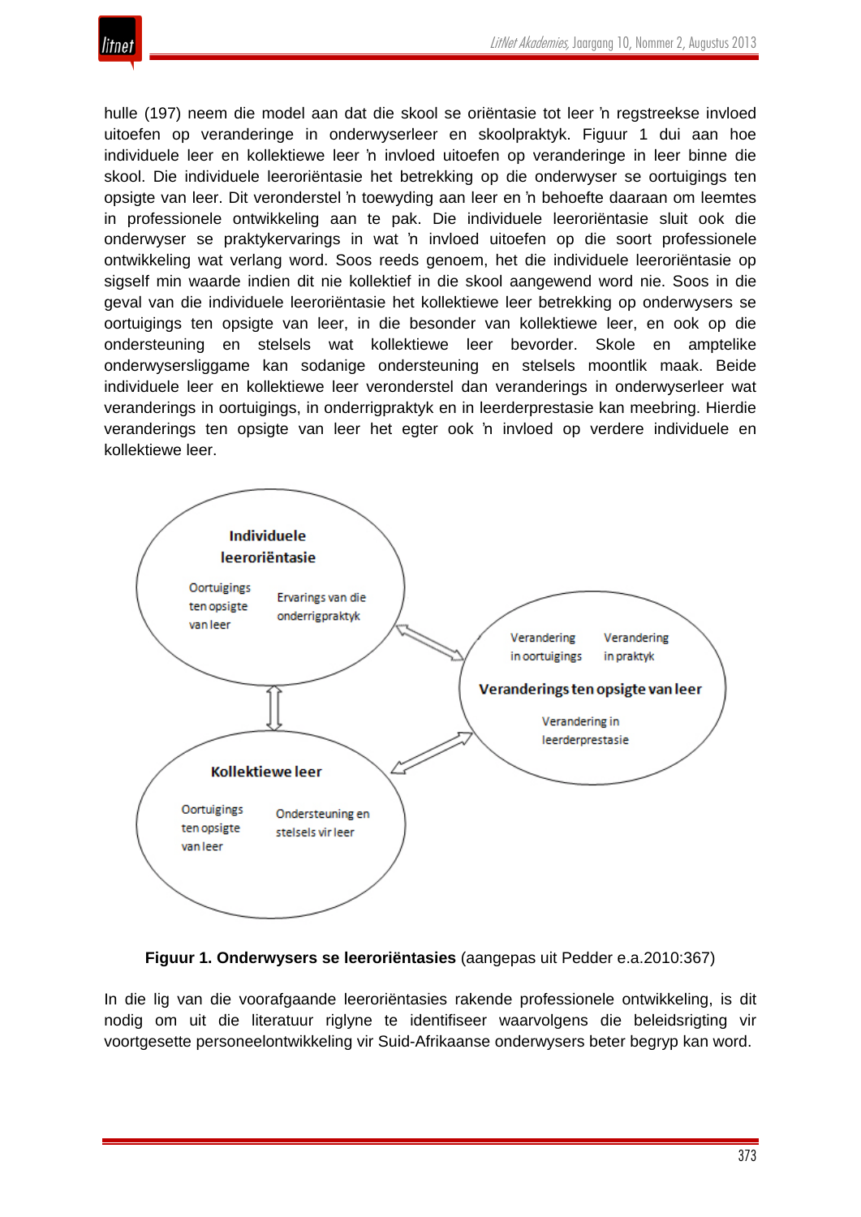hulle (197) neem die model aan dat die skool se oriëntasie tot leer ŉ regstreekse invloed uitoefen op veranderinge in onderwyserleer en skoolpraktyk. Figuur 1 dui aan hoe individuele leer en kollektiewe leer ŉ invloed uitoefen op veranderinge in leer binne die skool. Die individuele leeroriëntasie het betrekking op die onderwyser se oortuigings ten opsigte van leer. Dit veronderstel ŉ toewyding aan leer en ŉ behoefte daaraan om leemtes in professionele ontwikkeling aan te pak. Die individuele leeroriëntasie sluit ook die onderwyser se praktykervarings in wat ŉ invloed uitoefen op die soort professionele ontwikkeling wat verlang word. Soos reeds genoem, het die individuele leeroriëntasie op sigself min waarde indien dit nie kollektief in die skool aangewend word nie. Soos in die geval van die individuele leeroriëntasie het kollektiewe leer betrekking op onderwysers se oortuigings ten opsigte van leer, in die besonder van kollektiewe leer, en ook op die ondersteuning en stelsels wat kollektiewe leer bevorder. Skole en amptelike onderwysersliggame kan sodanige ondersteuning en stelsels moontlik maak. Beide individuele leer en kollektiewe leer veronderstel dan veranderings in onderwyserleer wat veranderings in oortuigings, in onderrigpraktyk en in leerderprestasie kan meebring. Hierdie veranderings ten opsigte van leer het egter ook ŉ invloed op verdere individuele en kollektiewe leer.

**Individuele leeroriëntasie**
Oortuigings ten opsigte van leer
Ervarings van die onderrigpraktyk

**Veranderings ten opsigte van leer**
Verandering in oortuigings
Verandering in praktyk
Verandering in leerderprestasie

**Kollektiewe leer**
Oortuigings ten opsigte van leer
Ondersteuning en stelsels vir leer

**Figuur 1. Onderwysers se leeroriëntasies** (aangepas uit Pedder e.a.2010:367)

In die lig van die voorafgaande leeroriëntasies rakende professionele ontwikkeling, is dit nodig om uit die literatuur riglyne te identifiseer waarvolgens die beleidsrigting vir voortgesette personeelontwikkeling vir Suid-Afrikaanse onderwysers beter begryp kan word.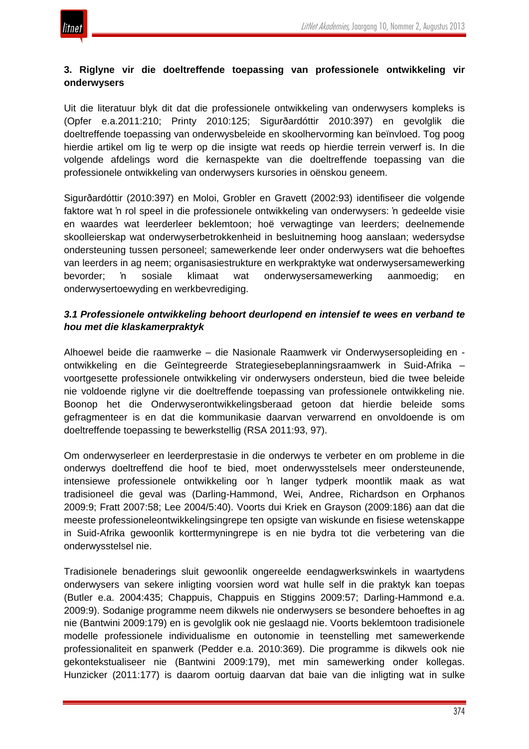### 3. Riglyne vir die doeltreffende toepassing van professionele ontwikkeling vir onderwysers

Uit die literatuur blyk dit dat die professionele ontwikkeling van onderwysers kompleks is (Opfer e.a.2011:210; Printy 2010:125; Sigurðardóttir 2010:397) en gevolglik die doeltreffende toepassing van onderwysbeleide en skoolhervorming kan beïnvloed. Tog poog hierdie artikel om lig te werp op die insigte wat reeds op hierdie terrein verwerf is. In die volgende afdelings word die kernaspekte van die doeltreffende toepassing van die professionele ontwikkeling van onderwysers kursories in oënskou geneem.

Sigurðardóttir (2010:397) en Moloi, Grobler en Gravett (2002:93) identifiseer die volgende faktore wat 'n rol speel in die professionele ontwikkeling van onderwysers: 'n gedeelde visie en waardes wat leerderleer beklemtoon; hoë verwagtinge van leerders; deelnemende skoolleierskap wat onderwyserbetrokkenheid in besluitneming hoog aanslaan; wedersydse ondersteuning tussen personeel; samewerkende leer onder onderwysers wat die behoeftes van leerders in ag neem; organisasiestrukture en werkpraktyke wat onderwysersamewerking bevorder; 'n sosiale klimaat wat onderwysersamewerking aanmoedig; en onderwysertoewyding en werkbevrediging.

#### *3.1 Professionele ontwikkeling behoort deurlopend en intensief te wees en verband te hou met die klaskamerpraktyk*

Alhoewel beide die raamwerke – die Nasionale Raamwerk vir Onderwysersopleiding en -ontwikkeling en die Geïntegreerde Strategiesebeplanningsraamwerk in Suid-Afrika – voortgesette professionele ontwikkeling vir onderwysers ondersteun, bied die twee beleide nie voldoende riglyne vir die doeltreffende toepassing van professionele ontwikkeling nie. Boonop het die Onderwyserontwikkelingsberaad getoon dat hierdie beleide soms gefragmenteer is en dat die kommunikasie daarvan verwarrend en onvoldoende is om doeltreffende toepassing te bewerkstellig (RSA 2011:93, 97).

Om onderwyserleer en leerderprestasie in die onderwys te verbeter en om probleme in die onderwys doeltreffend die hoof te bied, moet onderwysstelsels meer ondersteunende, intensiewe professionele ontwikkeling oor 'n langer tydperk moontlik maak as wat tradisioneel die geval was (Darling-Hammond, Wei, Andree, Richardson en Orphanos 2009:9; Fratt 2007:58; Lee 2004/5:40). Voorts dui Kriek en Grayson (2009:186) aan dat die meeste professioneleontwikkelingsingrepe ten opsigte van wiskunde en fisiese wetenskappe in Suid-Afrika gewoonlik korttermyningrepe is en nie bydra tot die verbetering van die onderwysstelsel nie.

Tradisionele benaderings sluit gewoonlik ongereelde eendagwerkswinkels in waartydens onderwysers van sekere inligting voorsien word wat hulle self in die praktyk kan toepas (Butler e.a. 2004:435; Chappuis, Chappuis en Stiggins 2009:57; Darling-Hammond e.a. 2009:9). Sodanige programme neem dikwels nie onderwysers se besondere behoeftes in ag nie (Bantwini 2009:179) en is gevolglik ook nie geslaagd nie. Voorts beklemtoon tradisionele modelle professionele individualisme en outonomie in teenstelling met samewerkende professionaliteit en spanwerk (Pedder e.a. 2010:369). Die programme is dikwels ook nie gekontekstualiseer nie (Bantwini 2009:179), met min samewerking onder kollegas. Hunzicker (2011:177) is daarom oortuig daarvan dat baie van die inligting wat in sulke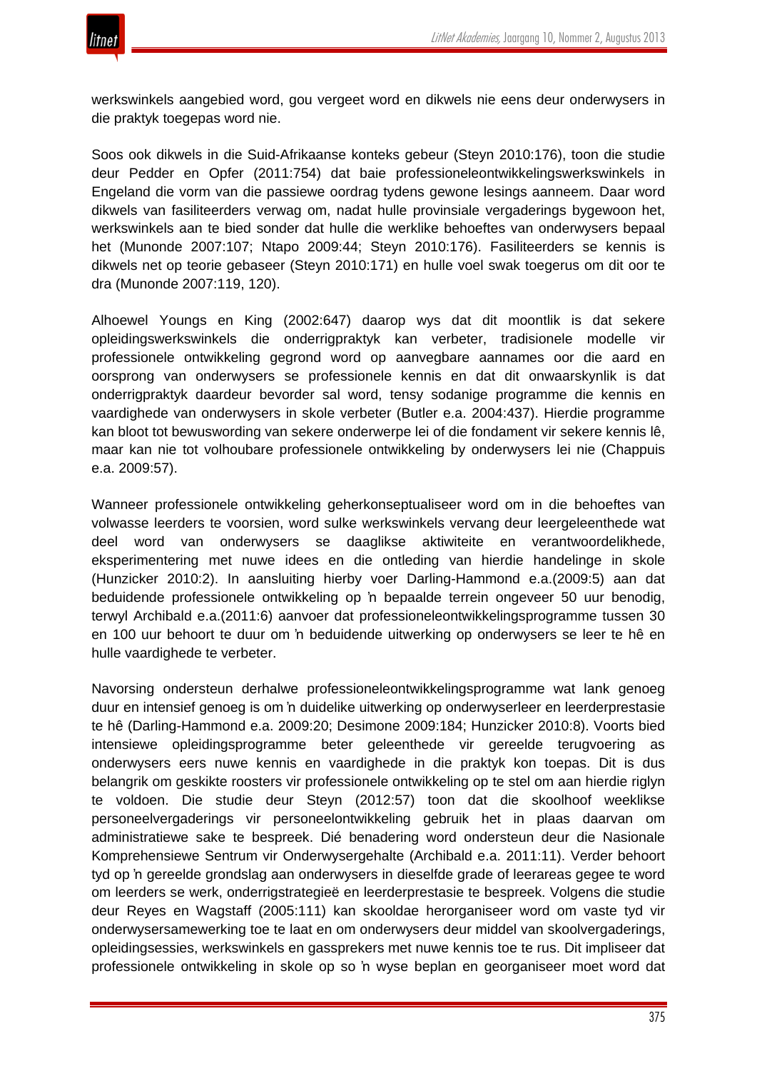werkswinkels aangebied word, gou vergeet word en dikwels nie eens deur onderwysers in die praktyk toegepas word nie.

Soos ook dikwels in die Suid-Afrikaanse konteks gebeur (Steyn 2010:176), toon die studie deur Pedder en Opfer (2011:754) dat baie professioneleontwikkelingswerkswinkels in Engeland die vorm van die passiewe oordrag tydens gewone lesings aanneem. Daar word dikwels van fasiliteerders verwag om, nadat hulle provinsiale vergaderings bygewoon het, werkswinkels aan te bied sonder dat hulle die werklike behoeftes van onderwysers bepaal het (Mumonde 2007:107; Ntapo 2009:44; Steyn 2010:176). Fasiliteerders se kennis is dikwels net op teorie gebaseer (Steyn 2010:171) en hulle voel swak toegerus om dit oor te dra (Mumonde 2007:119, 120).

Alhoewel Youngs en King (2002:647) daarop wys dat dit moontlik is dat sekere opleidingswerkswinkels die onderrigpraktyk kan verbeter, tradisionele modelle vir professionele ontwikkeling gegrond word op aanvegbare aannames oor die aard en oorsprong van onderwysers se professionele kennis en dat dit onwaarskynlik is dat onderrigpraktyk daardeur bevorder sal word, tensy sodanige programme die kennis en vaardighede van onderwysers in skole verbeter (Butler e.a. 2004:437). Hierdie programme kan bloot tot bewuswording van sekere onderwerpe lei of die fondament vir sekere kennis lê, maar kan nie tot volhoubare professionele ontwikkeling by onderwysers lei nie (Chappuis e.a. 2009:57).

Wanneer professionele ontwikkeling geherkonseptualiseer word om in die behoeftes van volwasse leerders te voorsien, word sulke werkswinkels vervang deur leergeleenthede wat deel word van onderwysers se daaglikse aktiwiteite en verantwoordelikhede, eksperimentering met nuwe idees en die ontleding van hierdie handelinge in skole (Hunzicker 2010:2). In aansluiting hierby voer Darling-Hammond e.a.(2009:5) aan dat beduidende professionele ontwikkeling op 'n bepaalde terrein ongeveer 50 uur benodig, terwyl Archibald e.a.(2011:6) aanvoer dat professioneleontwikkelingsprogramme tussen 30 en 100 uur behoort te duur om 'n beduidende uitwerking op onderwysers se leer te hê en hulle vaardighede te verbeter.

Navorsing ondersteun derhalwe professioneleontwikkelingsprogramme wat lank genoeg duur en intensief genoeg is om 'n duidelike uitwerking op onderwyserleer en leerderprestasie te hê (Darling-Hammond e.a. 2009:20; Desimone 2009:184; Hunzicker 2010:8). Voorts bied intensiewe opleidingsprogramme beter geleenthede vir gereelde terugvoering as onderwysers eers nuwe kennis en vaardighede in die praktyk kon toepas. Dit is dus belangrik om geskikte roosters vir professionele ontwikkeling op te stel om aan hierdie riglyn te voldoen. Die studie deur Steyn (2012:57) toon dat die skoolhoof weeklikse personeelvergaderings vir personeelontwikkeling gebruik het in plaas daarvan om administratiewe sake te bespreek. Dié benadering word ondersteun deur die Nasionale Komprehensiewe Sentrum vir Onderwysergehalte (Archibald e.a. 2011:11). Verder behoort tyd op 'n gereelde grondslag aan onderwysers in dieselfde grade of leerareas gegee te word om leerders se werk, onderrigstrategieë en leerderprestasie te bespreek. Volgens die studie deur Reyes en Wagstaff (2005:111) kan skooldae herorganiseer word om vaste tyd vir onderwysersamewerking toe te laat en om onderwysers deur middel van skoolvergaderings, opleidingsessies, werkswinkels en gassprekers met nuwe kennis toe te rus. Dit impliseer dat professionele ontwikkeling in skole op so 'n wyse beplan en georganiseer moet word dat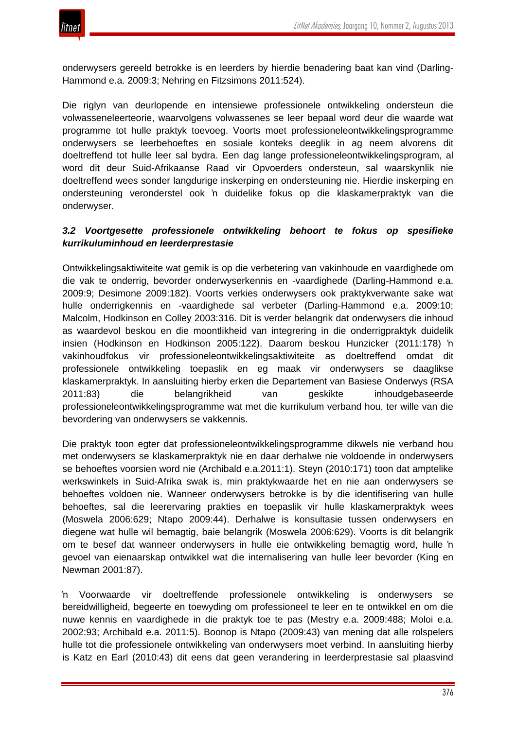onderwysers gereeld betrokke is en leerders by hierdie benadering baat kan vind (Darling-Hammond e.a. 2009:3; Nehring en Fitzsimons 2011:524).

Die riglyn van deurlopende en intensiewe professionele ontwikkeling ondersteun die volwasseneleerteorie, waarvolgens volwassenes se leer bepaal word deur die waarde wat programme tot hulle praktyk toevoeg. Voorts moet professioneleontwikkelingsprogramme onderwysers se leerbehoeftes en sosiale konteks deeglik in ag neem alvorens dit doeltreffend tot hulle leer sal bydra. Een dag lange professioneleontwikkelingsprogram, al word dit deur Suid-Afrikaanse Raad vir Opvoerders ondersteun, sal waarskynlik nie doeltreffend wees sonder langdurige inskerping en ondersteuning nie. Hierdie inskerping en ondersteuning veronderstel ook ŉ duidelike fokus op die klaskamerpraktyk van die onderwyser.

### *3.2 Voortgesette professionele ontwikkeling behoort te fokus op spesifieke kurrikuluminhoud en leerderprestasie*

Ontwikkelingsaktiwiteite wat gemik is op die verbetering van vakinhoude en vaardighede om die vak te onderrig, bevorder onderwyserkennis en -vaardighede (Darling-Hammond e.a. 2009:9; Desimone 2009:182). Voorts verkies onderwysers ook praktykverwante sake wat hulle onderrigkennis en -vaardighede sal verbeter (Darling-Hammond e.a. 2009:10; Malcolm, Hodkinson en Colley 2003:316. Dit is verder belangrik dat onderwysers die inhoud as waardevol beskou en die moontlikheid van integrering in die onderrigpraktyk duidelik insien (Hodkinson en Hodkinson 2005:122). Daarom beskou Hunzicker (2011:178) ŉ vakinhoudfokus vir professioneleontwikkelingsaktiwiteite as doeltreffend omdat dit professionele ontwikkeling toepaslik en eg maak vir onderwysers se daaglikse klaskamerpraktyk. In aansluiting hierby erken die Departement van Basiese Onderwys (RSA 2011:83) die belangrikheid van geskikte inhoudgebaseerde professioneleontwikkelingsprogramme wat met die kurrikulum verband hou, ter wille van die bevordering van onderwysers se vakkennis.

Die praktyk toon egter dat professioneleontwikkelingsprogramme dikwels nie verband hou met onderwysers se klaskamerpraktyk nie en daar derhalwe nie voldoende in onderwysers se behoeftes voorsien word nie (Archibald e.a.2011:1). Steyn (2010:171) toon dat amptelike werkswinkels in Suid-Afrika swak is, min praktykwaarde het en nie aan onderwysers se behoeftes voldoen nie. Wanneer onderwysers betrokke is by die identifisering van hulle behoeftes, sal die leerervaring prakties en toepaslik vir hulle klaskamerpraktyk wees (Moswela 2006:629; Ntapo 2009:44). Derhalwe is konsultasie tussen onderwysers en diegene wat hulle wil bemagtig, baie belangrik (Moswela 2006:629). Voorts is dit belangrik om te besef dat wanneer onderwysers in hulle eie ontwikkeling bemagtig word, hulle ŉ gevoel van eienaarskap ontwikkel wat die internalisering van hulle leer bevorder (King en Newman 2001:87).

ŉ Voorwaarde vir doeltreffende professionele ontwikkeling is onderwysers se bereidwilligheid, begeerte en toewyding om professioneel te leer en te ontwikkel en om die nuwe kennis en vaardighede in die praktyk toe te pas (Mestry e.a. 2009:488; Moloi e.a. 2002:93; Archibald e.a. 2011:5). Boonop is Ntapo (2009:43) van mening dat alle rolspelers hulle tot die professionele ontwikkeling van onderwysers moet verbind. In aansluiting hierby is Katz en Earl (2010:43) dit eens dat geen verandering in leerderprestasie sal plaasvind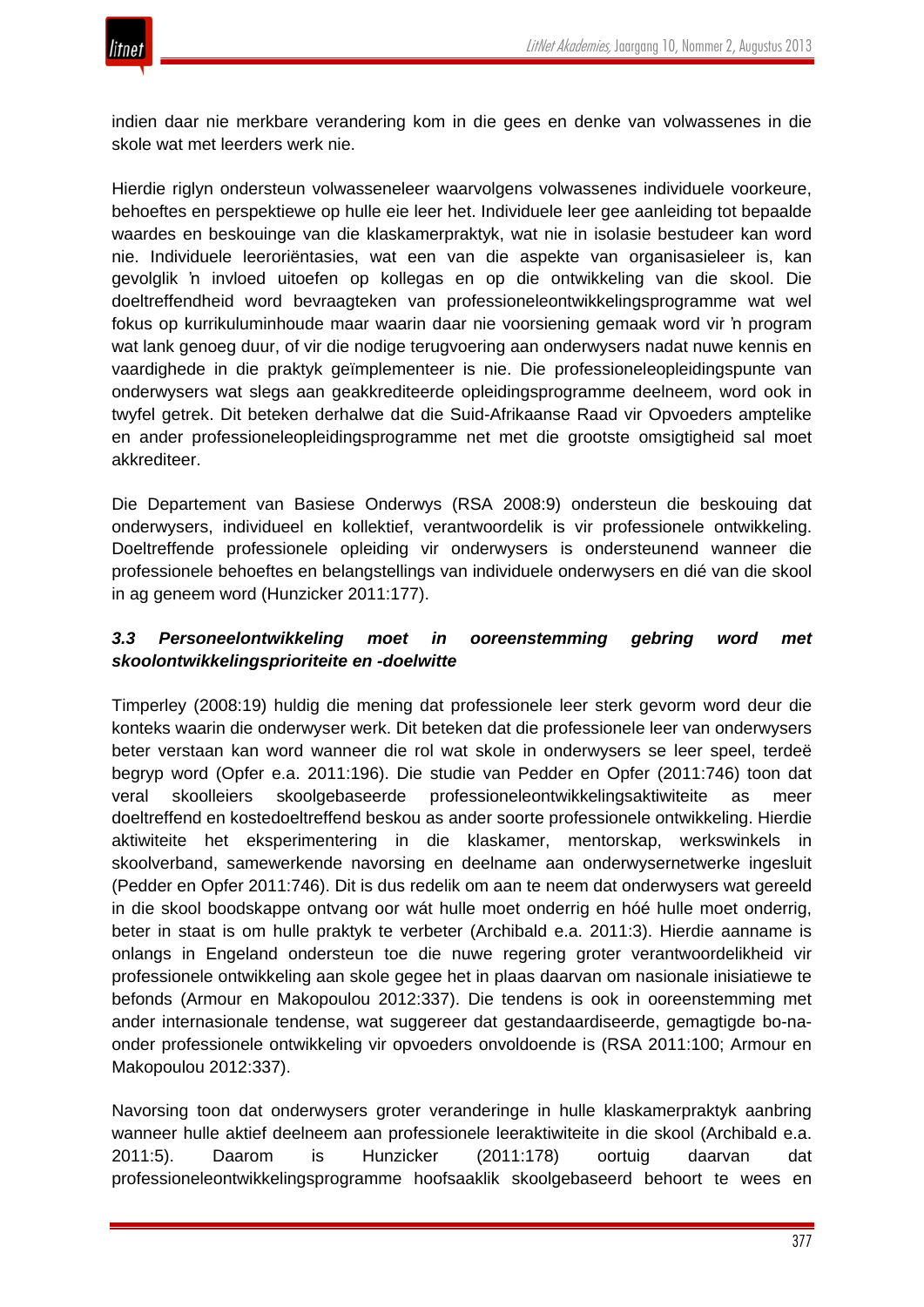indien daar nie merkbare verandering kom in die gees en denke van volwassenes in die skole wat met leerders werk nie.

Hierdie riglyn ondersteun volwasseneleer waarvolgens volwassenes individuele voorkeure, behoeftes en perspektiewe op hulle eie leer het. Individuele leer gee aanleiding tot bepaalde waardes en beskouinge van die klaskamerpraktyk, wat nie in isolasie bestudeer kan word nie. Individuele leeroriëntasies, wat een van die aspekte van organisasieleer is, kan gevolglik ŉ invloed uitoefen op kollegas en op die ontwikkeling van die skool. Die doeltreffendheid word bevraagteken van professioneleontwikkelingsprogramme wat wel fokus op kurrikuluminhoude maar waarin daar nie voorsiening gemaak word vir ŉ program wat lank genoeg duur, of vir die nodige terugvoering aan onderwysers nadat nuwe kennis en vaardighede in die praktyk geïmplementeer is nie. Die professioneleopleidingspunte van onderwysers wat slegs aan geakkrediteerde opleidingsprogramme deelneem, word ook in twyfel getrek. Dit beteken derhalwe dat die Suid-Afrikaanse Raad vir Opvoeders amptelike en ander professioneleopleidingsprogramme net met die grootste omsigtigheid sal moet akkrediteer.

Die Departement van Basiese Onderwys (RSA 2008:9) ondersteun die beskouing dat onderwysers, individueel en kollektief, verantwoordelik is vir professionele ontwikkeling. Doeltreffende professionele opleiding vir onderwysers is ondersteunend wanneer die professionele behoeftes en belangstellings van individuele onderwysers en dié van die skool in ag geneem word (Hunzicker 2011:177).

### *3.3 Personeelontwikkeling moet in ooreenstemming gebring word met skoolontwikkelingsprioriteite en -doelwitte*

Timperley (2008:19) huldig die mening dat professionele leer sterk gevorm word deur die konteks waarin die onderwyser werk. Dit beteken dat die professionele leer van onderwysers beter verstaan kan word wanneer die rol wat skole in onderwysers se leer speel, terdeë begryp word (Opfer e.a. 2011:196). Die studie van Pedder en Opfer (2011:746) toon dat veral skoolleiers skoolgebaseerde professioneleontwikkelingsaktiwiteite as meer doeltreffend en kostedoeltreffend beskou as ander soorte professionele ontwikkeling. Hierdie aktiwiteite het eksperimentering in die klaskamer, mentorskap, werkswinkels in skoolverband, samewerkende navorsing en deelname aan onderwysernetwerke ingesluit (Pedder en Opfer 2011:746). Dit is dus redelik om aan te neem dat onderwysers wat gereeld in die skool boodskappe ontvang oor wát hulle moet onderrig en hóé hulle moet onderrig, beter in staat is om hulle praktyk te verbeter (Archibald e.a. 2011:3). Hierdie aanname is onlangs in Engeland ondersteun toe die nuwe regering groter verantwoordelikheid vir professionele ontwikkeling aan skole gegee het in plaas daarvan om nasionale inisiatiewe te befonds (Armour en Makopoulou 2012:337). Die tendens is ook in ooreenstemming met ander internasionale tendense, wat suggereer dat gestandaardiseerde, gemagtigde bo-na-onder professionele ontwikkeling vir opvoeders onvoldoende is (RSA 2011:100; Armour en Makopoulou 2012:337).

Navorsing toon dat onderwysers groter veranderinge in hulle klaskamerpraktyk aanbring wanneer hulle aktief deelneem aan professionele leeraktiwiteite in die skool (Archibald e.a. 2011:5). Daarom is Hunzicker (2011:178) oortuig daarvan dat professioneleontwikkelingsprogramme hoofsaaklik skoolgebaseerd behoort te wees en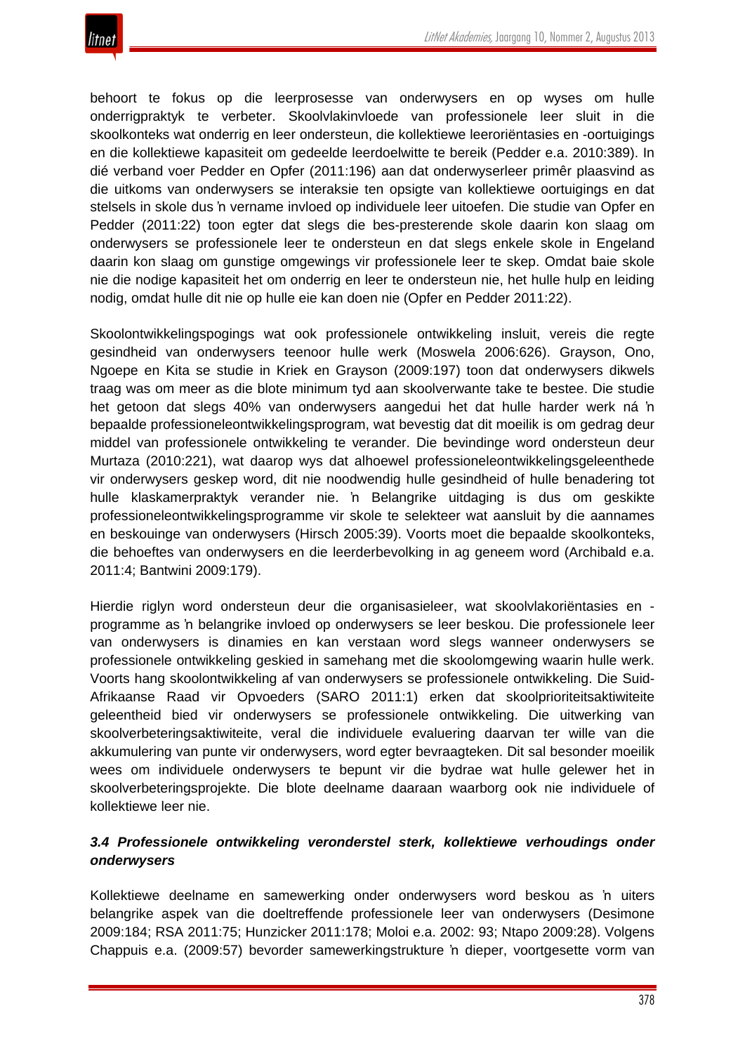behoort te fokus op die leerprosesse van onderwysers en op wyses om hulle onderrigpraktyk te verbeter. Skoolvlakinvloede van professionele leer sluit in die skoolkonteks wat onderrig en leer ondersteun, die kollektiewe leeroriëntasies en -oortuigings en die kollektiewe kapasiteit om gedeelde leerdoelwitte te bereik (Pedder e.a. 2010:389). In dié verband voer Pedder en Opfer (2011:196) aan dat onderwyserleer primêr plaasvind as die uitkoms van onderwysers se interaksie ten opsigte van kollektiewe oortuigings en dat stelsels in skole dus ŉ vername invloed op individuele leer uitoefen. Die studie van Opfer en Pedder (2011:22) toon egter dat slegs die bes-presterende skole daarin kon slaag om onderwysers se professionele leer te ondersteun en dat slegs enkele skole in Engeland daarin kon slaag om gunstige omgewings vir professionele leer te skep. Omdat baie skole nie die nodige kapasiteit het om onderrig en leer te ondersteun nie, het hulle hulp en leiding nodig, omdat hulle dit nie op hulle eie kan doen nie (Opfer en Pedder 2011:22).

Skoolontwikkelingspogings wat ook professionele ontwikkeling insluit, vereis die regte gesindheid van onderwysers teenoor hulle werk (Moswela 2006:626). Grayson, Ono, Ngoepe en Kita se studie in Kriek en Grayson (2009:197) toon dat onderwysers dikwels traag was om meer as die blote minimum tyd aan skoolverwante take te bestee. Die studie het getoon dat slegs 40% van onderwysers aangedui het dat hulle harder werk ná ŉ bepaalde professioneleontwikkelingsprogram, wat bevestig dat dit moeilik is om gedrag deur middel van professionele ontwikkeling te verander. Die bevindinge word ondersteun deur Murtaza (2010:221), wat daarop wys dat alhoewel professioneleontwikkelingsgeleenthede vir onderwysers geskep word, dit nie noodwendig hulle gesindheid of hulle benadering tot hulle klaskamerpraktyk verander nie. ŉ Belangrike uitdaging is dus om geskikte professioneleontwikkelingsprogramme vir skole te selekteer wat aansluit by die aannames en beskouinge van onderwysers (Hirsch 2005:39). Voorts moet die bepaalde skoolkonteks, die behoeftes van onderwysers en die leerderbevolking in ag geneem word (Archibald e.a. 2011:4; Bantwini 2009:179).

Hierdie riglyn word ondersteun deur die organisasieleer, wat skoolvlakoriëntasies en -programme as ŉ belangrike invloed op onderwysers se leer beskou. Die professionele leer van onderwysers is dinamies en kan verstaan word slegs wanneer onderwysers se professionele ontwikkeling geskied in samehang met die skoolomgewing waarin hulle werk. Voorts hang skoolontwikkeling af van onderwysers se professionele ontwikkeling. Die Suid-Afrikaanse Raad vir Opvoeders (SARO 2011:1) erken dat skoolprioriteitsaktiwiteite geleentheid bied vir onderwysers se professionele ontwikkeling. Die uitwerking van skoolverbeteringsaktiwiteite, veral die individuele evaluering daarvan ter wille van die akkumulering van punte vir onderwysers, word egter bevraagteken. Dit sal besonder moeilik wees om individuele onderwysers te bepunt vir die bydrae wat hulle gelewer het in skoolverbeteringsprojekte. Die blote deelname daaraan waarborg ook nie individuele of kollektiewe leer nie.

### *3.4 Professionele ontwikkeling veronderstel sterk, kollektiewe verhoudings onder onderwysers*

Kollektiewe deelname en samewerking onder onderwysers word beskou as ŉ uiters belangrike aspek van die doeltreffende professionele leer van onderwysers (Desimone 2009:184; RSA 2011:75; Hunzicker 2011:178; Moloi e.a. 2002: 93; Ntapo 2009:28). Volgens Chappuis e.a. (2009:57) bevorder samewerkingstrukture ŉ dieper, voortgesette vorm van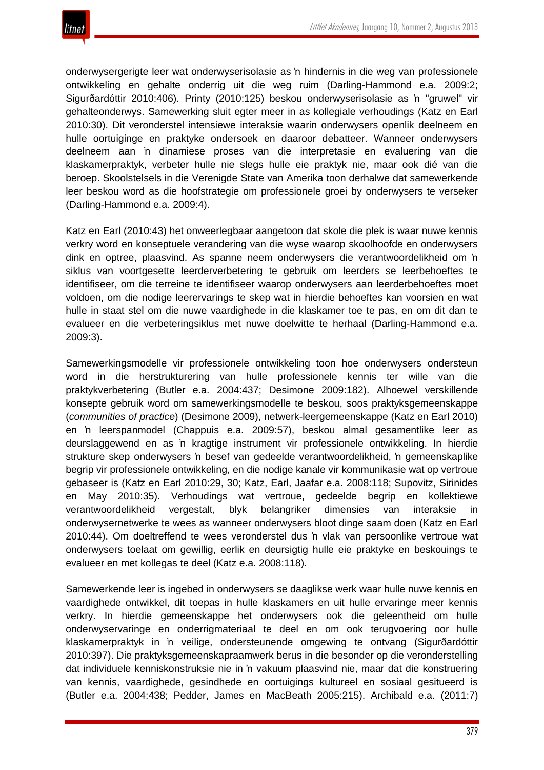onderwysergerigte leer wat onderwyserisolasie as ŉ hindernis in die weg van professionele ontwikkeling en gehalte onderrig uit die weg ruim (Darling-Hammond e.a. 2009:2; Sigurðardóttir 2010:406). Printy (2010:125) beskou onderwyserisolasie as ŉ "gruwel" vir gehalteonderwys. Samewerking sluit egter meer in as kollegiale verhoudings (Katz en Earl 2010:30). Dit veronderstel intensiewe interaksie waarin onderwysers openlik deelneem en hulle oortuiginge en praktyke ondersoek en daaroor debatteer. Wanneer onderwysers deelneem aan ŉ dinamiese proses van die interpretasie en evaluering van die klaskamerpraktyk, verbeter hulle nie slegs hulle eie praktyk nie, maar ook dié van die beroep. Skoolstelsels in die Verenigde State van Amerika toon derhalwe dat samewerkende leer beskou word as die hoofstrategie om professionele groei by onderwysers te verseker (Darling-Hammond e.a. 2009:4).

Katz en Earl (2010:43) het onweerlegbaar aangetoon dat skole die plek is waar nuwe kennis verkry word en konseptuele verandering van die wyse waarop skoolhoofde en onderwysers dink en optree, plaasvind. As spanne neem onderwysers die verantwoordelikheid om ŉ siklus van voortgesette leerderverbetering te gebruik om leerders se leerbehoeftes te identifiseer, om die terreine te identifiseer waarop onderwysers aan leerderbehoeftes moet voldoen, om die nodige leerervarings te skep wat in hierdie behoeftes kan voorsien en wat hulle in staat stel om die nuwe vaardighede in die klaskamer toe te pas, en om dit dan te evalueer en die verbeteringsiklus met nuwe doelwitte te herhaal (Darling-Hammond e.a. 2009:3).

Samewerkingsmodelle vir professionele ontwikkeling toon hoe onderwysers ondersteun word in die herstrukturering van hulle professionele kennis ter wille van die praktykverbetering (Butler e.a. 2004:437; Desimone 2009:182). Alhoewel verskillende konsepte gebruik word om samewerkingsmodelle te beskou, soos praktyksgemeenskappe (*communities of practice*) (Desimone 2009), netwerk-leergemeenskappe (Katz en Earl 2010) en ŉ leerspanmodel (Chappuis e.a. 2009:57), beskou almal gesamentlike leer as deurslaggewend en as ŉ kragtige instrument vir professionele ontwikkeling. In hierdie strukture skep onderwysers ŉ besef van gedeelde verantwoordelikheid, ŉ gemeenskaplike begrip vir professionele ontwikkeling, en die nodige kanale vir kommunikasie wat op vertroue gebaseer is (Katz en Earl 2010:29, 30; Katz, Earl, Jaafar e.a. 2008:118; Supovitz, Sirinides en May 2010:35). Verhoudings wat vertroue, gedeelde begrip en kollektiewe verantwoordelikheid vergestalt, blyk belangriker dimensies van interaksie in onderwysernetwerke te wees as wanneer onderwysers bloot dinge saam doen (Katz en Earl 2010:44). Om doeltreffend te wees veronderstel dus ŉ vlak van persoonlike vertroue wat onderwysers toelaat om gewillig, eerlik en deursigtig hulle eie praktyke en beskouings te evalueer en met kollegas te deel (Katz e.a. 2008:118).

Samewerkende leer is ingebed in onderwysers se daaglikse werk waar hulle nuwe kennis en vaardighede ontwikkel, dit toepas in hulle klaskamers en uit hulle ervaringe meer kennis verkry. In hierdie gemeenskappe het onderwysers ook die geleentheid om hulle onderwyservaringe en onderrigmateriaal te deel en om ook terugvoering oor hulle klaskamerpraktyk in ŉ veilige, ondersteunende omgewing te ontvang (Sigurðardóttir 2010:397). Die praktyksgemeenskapraamwerk berus in die besonder op die veronderstelling dat individuele kenniskonstruksie nie in ŉ vakuum plaasvind nie, maar dat die konstruering van kennis, vaardighede, gesindhede en oortuigings kultureel en sosiaal gesitueerd is (Butler e.a. 2004:438; Pedder, James en MacBeath 2005:215). Archibald e.a. (2011:7)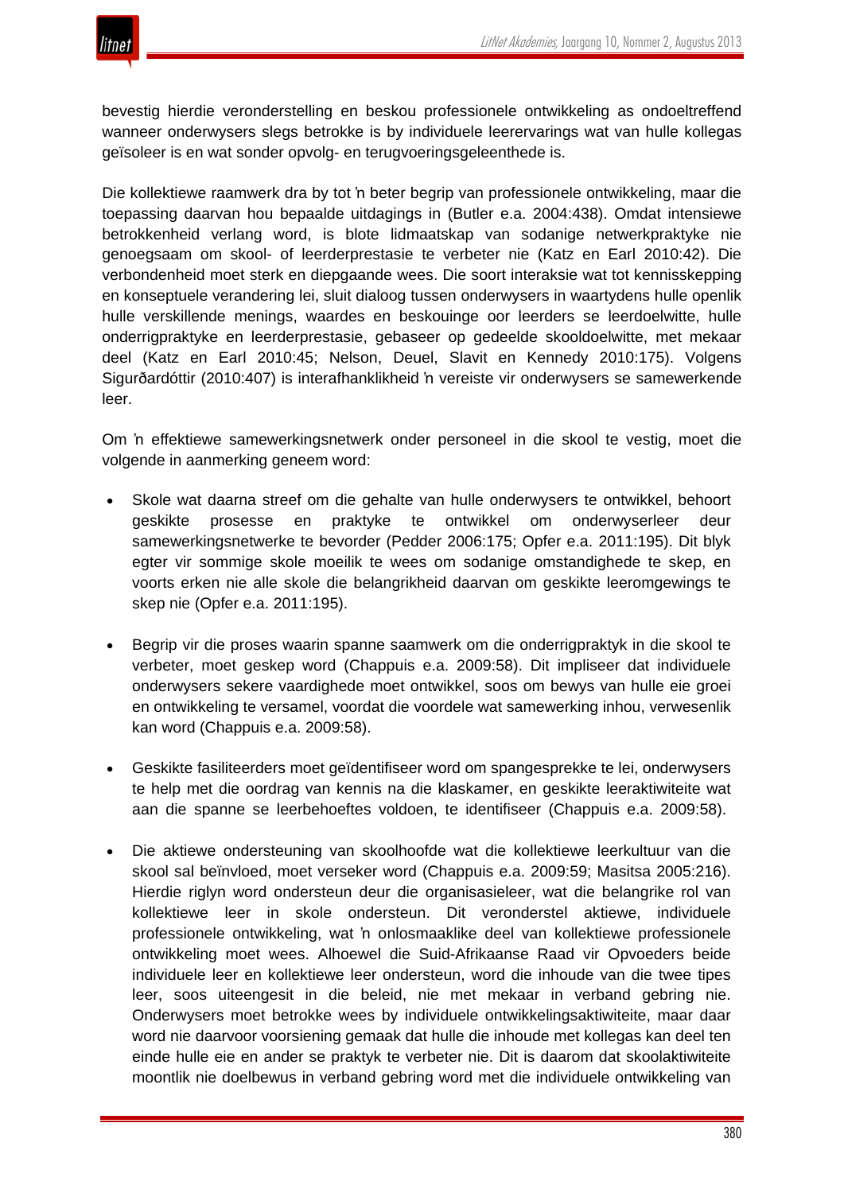bevestig hierdie veronderstelling en beskou professionele ontwikkeling as ondoeltreffend wanneer onderwysers slegs betrokke is by individuele leerervarings wat van hulle kollegas geïsoleer is en wat sonder opvolg- en terugvoeringsgeleenthede is.

Die kollektiewe raamwerk dra by tot ŉ beter begrip van professionele ontwikkeling, maar die toepassing daarvan hou bepaalde uitdagings in (Butler e.a. 2004:438). Omdat intensiewe betrokkenheid verlang word, is blote lidmaatskap van sodanige netwerkpraktyke nie genoegsaam om skool- of leerderprestasie te verbeter nie (Katz en Earl 2010:42). Die verbondenheid moet sterk en diepgaande wees. Die soort interaksie wat tot kennisskepping en konseptuele verandering lei, sluit dialoog tussen onderwysers in waartydens hulle openlik hulle verskillende menings, waardes en beskouinge oor leerders se leerdoelwitte, hulle onderrigpraktyke en leerderprestasie, gebaseer op gedeelde skooldoelwitte, met mekaar deel (Katz en Earl 2010:45; Nelson, Deuel, Slavit en Kennedy 2010:175). Volgens Sigurðardóttir (2010:407) is interafhanklikheid ŉ vereiste vir onderwysers se samewerkende leer.

Om ŉ effektiewe samewerkingsnetwerk onder personeel in die skool te vestig, moet die volgende in aanmerking geneem word:

- Skole wat daarna streef om die gehalte van hulle onderwysers te ontwikkel, behoort geskikte prosesse en praktyke te ontwikkel om onderwyserleer deur samewerkingsnetwerke te bevorder (Pedder 2006:175; Opfer e.a. 2011:195). Dit blyk egter vir sommige skole moeilik te wees om sodanige omstandighede te skep, en voorts erken nie alle skole die belangrikheid daarvan om geskikte leeromgewings te skep nie (Opfer e.a. 2011:195).

- Begrip vir die proses waarin spanne saamwerk om die onderrigpraktyk in die skool te verbeter, moet geskep word (Chappuis e.a. 2009:58). Dit impliseer dat individuele onderwysers sekere vaardighede moet ontwikkel, soos om bewys van hulle eie groei en ontwikkeling te versamel, voordat die voordele wat samewerking inhou, verwesenlik kan word (Chappuis e.a. 2009:58).

- Geskikte fasiliteerders moet geïdentifiseer word om spangesprekke te lei, onderwysers te help met die oordrag van kennis na die klaskamer, en geskikte leeraktiwiteite wat aan die spanne se leerbehoeftes voldoen, te identifiseer (Chappuis e.a. 2009:58).

- Die aktiewe ondersteuning van skoolhoofde wat die kollektiewe leerkultuur van die skool sal beïnvloed, moet verseker word (Chappuis e.a. 2009:59; Masitsa 2005:216). Hierdie riglyn word ondersteun deur die organisasieleer, wat die belangrike rol van kollektiewe leer in skole ondersteun. Dit veronderstel aktiewe, individuele professionele ontwikkeling, wat ŉ onlosmaaklike deel van kollektiewe professionele ontwikkeling moet wees. Alhoewel die Suid-Afrikaanse Raad vir Opvoeders beide individuele leer en kollektiewe leer ondersteun, word die inhoude van die twee tipes leer, soos uiteengesit in die beleid, nie met mekaar in verband gebring nie. Onderwysers moet betrokke wees by individuele ontwikkelingsaktiwiteite, maar daar word nie daarvoor voorsiening gemaak dat hulle die inhoude met kollegas kan deel ten einde hulle eie en ander se praktyk te verbeter nie. Dit is daarom dat skoolaktiwiteite moontlik nie doelbewus in verband gebring word met die individuele ontwikkeling van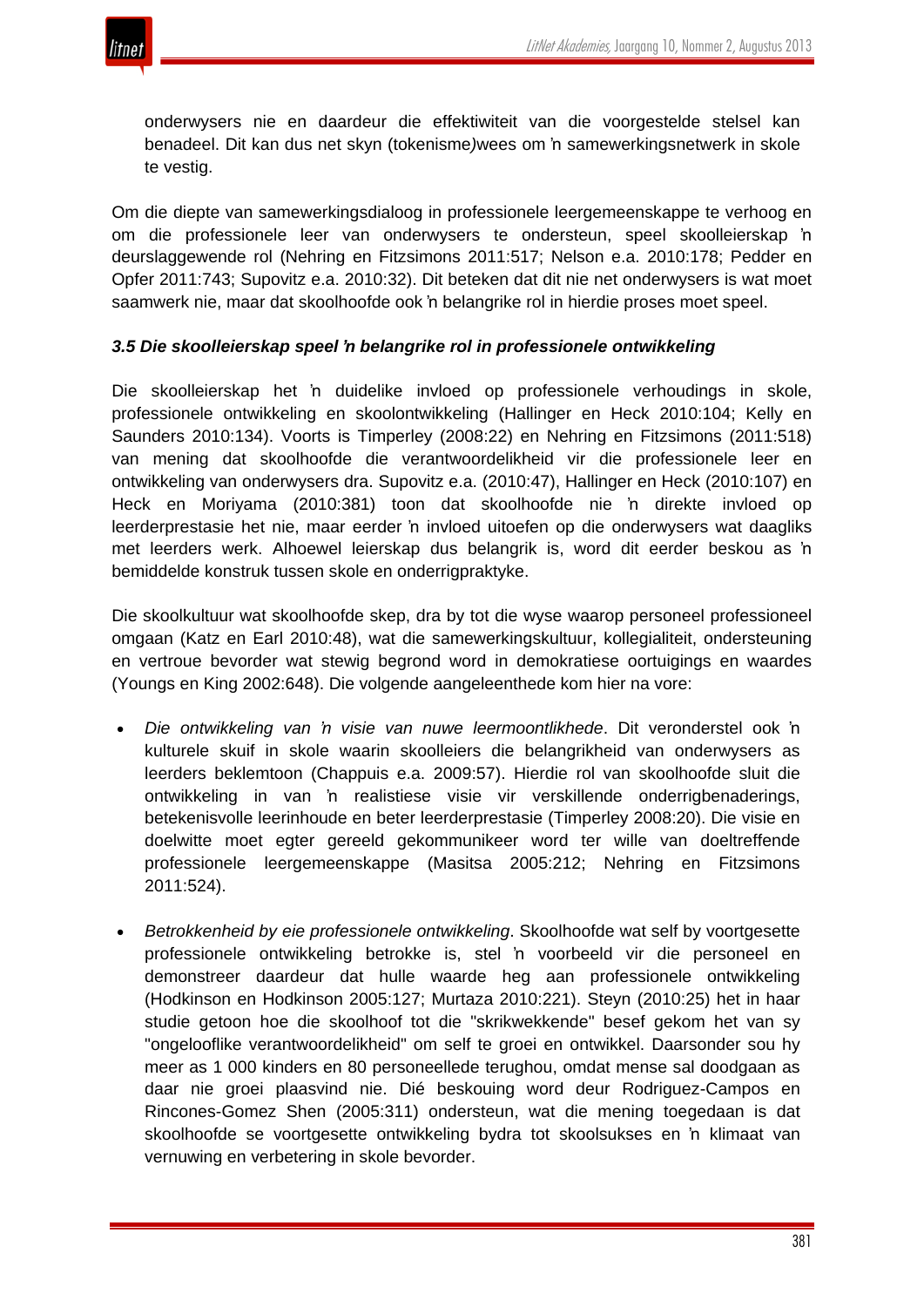onderwysers nie en daardeur die effektiwiteit van die voorgestelde stelsel kan benadeel. Dit kan dus net skyn (tokenisme)wees om 'n samewerkingsnetwerk in skole te vestig.

Om die diepte van samewerkingsdialoog in professionele leergemeenskappe te verhoog en om die professionele leer van onderwysers te ondersteun, speel skoolleierskap 'n deurslaggewende rol (Nehring en Fitzsimons 2011:517; Nelson e.a. 2010:178; Pedder en Opfer 2011:743; Supovitz e.a. 2010:32). Dit beteken dat dit nie net onderwysers is wat moet saamwerk nie, maar dat skoolhoofde ook 'n belangrike rol in hierdie proses moet speel.

### *3.5 Die skoolleierskap speel 'n belangrike rol in professionele ontwikkeling*

Die skoolleierskap het 'n duidelike invloed op professionele verhoudings in skole, professionele ontwikkeling en skoolontwikkeling (Hallinger en Heck 2010:104; Kelly en Saunders 2010:134). Voorts is Timperley (2008:22) en Nehring en Fitzsimons (2011:518) van mening dat skoolhoofde die verantwoordelikheid vir die professionele leer en ontwikkeling van onderwysers dra. Supovitz e.a. (2010:47), Hallinger en Heck (2010:107) en Heck en Moriyama (2010:381) toon dat skoolhoofde nie 'n direkte invloed op leerderprestasie het nie, maar eerder 'n invloed uitoefen op die onderwysers wat daagliks met leerders werk. Alhoewel leierskap dus belangrik is, word dit eerder beskou as 'n bemiddelde konstruk tussen skole en onderrigpraktyke.

Die skoolkultuur wat skoolhoofde skep, dra by tot die wyse waarop personeel professioneel omgaan (Katz en Earl 2010:48), wat die samewerkingskultuur, kollegialiteit, ondersteuning en vertroue bevorder wat stewig begrond word in demokratiese oortuigings en waardes (Youngs en King 2002:648). Die volgende aangeleenthede kom hier na vore:

- *Die ontwikkeling van 'n visie van nuwe leermoontlikhede*. Dit veronderstel ook 'n kulturele skuif in skole waarin skoolleiers die belangrikheid van onderwysers as leerders beklemtoon (Chappuis e.a. 2009:57). Hierdie rol van skoolhoofde sluit die ontwikkeling in van 'n realistiese visie vir verskillende onderrigbenaderings, betekenisvolle leerinhoude en beter leerderprestasie (Timperley 2008:20). Die visie en doelwitte moet egter gereeld gekommunikeer word ter wille van doeltreffende professionele leergemeenskappe (Masitsa 2005:212; Nehring en Fitzsimons 2011:524).

- *Betrokkenheid by eie professionele ontwikkeling*. Skoolhoofde wat self by voortgesette professionele ontwikkeling betrokke is, stel 'n voorbeeld vir die personeel en demonstreer daardeur dat hulle waarde heg aan professionele ontwikkeling (Hodkinson en Hodkinson 2005:127; Murtaza 2010:221). Steyn (2010:25) het in haar studie getoon hoe die skoolhoof tot die "skrikwekkende" besef gekom het van sy "ongelooflike verantwoordelikheid" om self te groei en ontwikkel. Daarsonder sou hy meer as 1 000 kinders en 80 personeellede terughou, omdat mense sal doodgaan as daar nie groei plaasvind nie. Dié beskouing word deur Rodriguez-Campos en Rincones-Gomez Shen (2005:311) ondersteun, wat die mening toegedaan is dat skoolhoofde se voortgesette ontwikkeling bydra tot skoolsukses en 'n klimaat van vernuwing en verbetering in skole bevorder.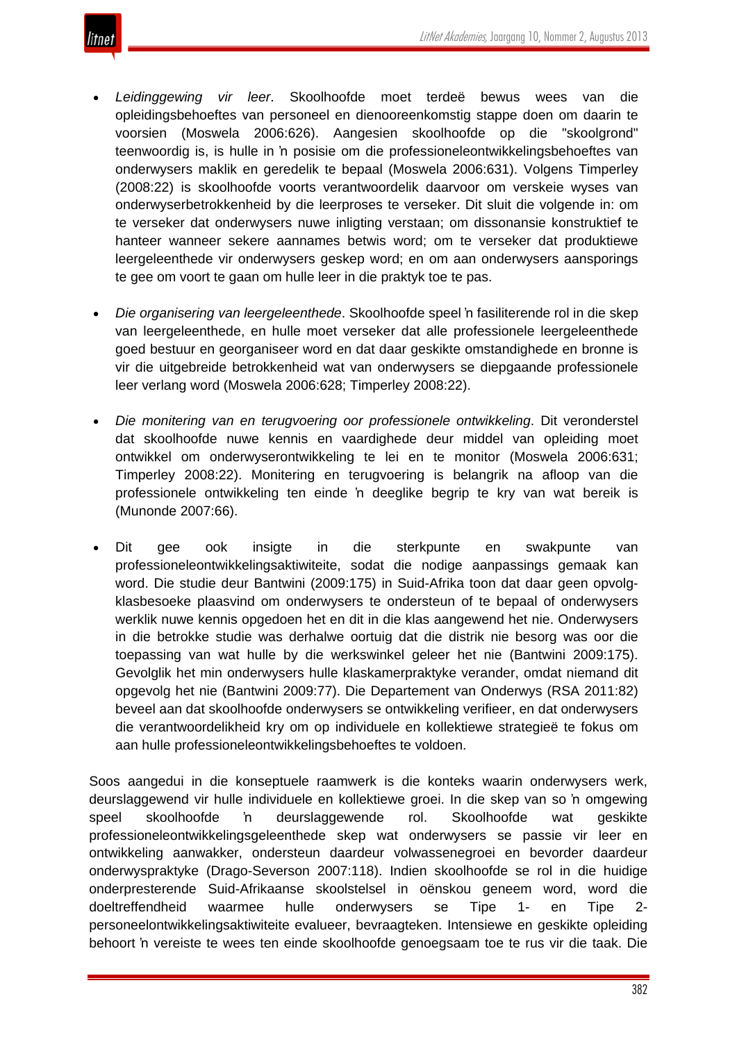- *Leidinggewing vir leer*. Skoolhoofde moet terdeë bewus wees van die opleidingsbehoeftes van personeel en dienooreenkomstig stappe doen om daarin te voorsien (Moswela 2006:626). Aangesien skoolhoofde op die "skoolgrond" teenwoordig is, is hulle in ŉ posisie om die professioneleontwikkelingsbehoeftes van onderwysers maklik en geredelik te bepaal (Moswela 2006:631). Volgens Timperley (2008:22) is skoolhoofde voorts verantwoordelik daarvoor om verskeie wyses van onderwyserbetrokkenheid by die leerproses te verseker. Dit sluit die volgende in: om te verseker dat onderwysers nuwe inligting verstaan; om dissonansie konstruktief te hanteer wanneer sekere aannames betwis word; om te verseker dat produktiewe leergeleenthede vir onderwysers geskep word; en om aan onderwysers aansporings te gee om voort te gaan om hulle leer in die praktyk toe te pas.

- *Die organisering van leergeleenthede*. Skoolhoofde speel ŉ fasiliterende rol in die skep van leergeleenthede, en hulle moet verseker dat alle professionele leergeleenthede goed bestuur en georganiseer word en dat daar geskikte omstandighede en bronne is vir die uitgebreide betrokkenheid wat van onderwysers se diepgaande professionele leer verlang word (Moswela 2006:628; Timperley 2008:22).

- *Die monitering van en terugvoering oor professionele ontwikkeling*. Dit veronderstel dat skoolhoofde nuwe kennis en vaardighede deur middel van opleiding moet ontwikkel om onderwyserontwikkeling te lei en te monitor (Moswela 2006:631; Timperley 2008:22). Monitering en terugvoering is belangrik na afloop van die professionele ontwikkeling ten einde ŉ deeglike begrip te kry van wat bereik is (Munonde 2007:66).

- Dit gee ook insigte in die sterkpunte en swakpunte van professioneleontwikkelingsaktiwiteite, sodat die nodige aanpassings gemaak kan word. Die studie deur Bantwini (2009:175) in Suid-Afrika toon dat daar geen opvolg-klasbesoeke plaasvind om onderwysers te ondersteun of te bepaal of onderwysers werklik nuwe kennis opgedoen het en dit in die klas aangewend het nie. Onderwysers in die betrokke studie was derhalwe oortuig dat die distrik nie besorg was oor die toepassing van wat hulle by die werkswinkel geleer het nie (Bantwini 2009:175). Gevolglik het min onderwysers hulle klaskamerpraktyke verander, omdat niemand dit opgevolg het nie (Bantwini 2009:77). Die Departement van Onderwys (RSA 2011:82) beveel aan dat skoolhoofde onderwysers se ontwikkeling verifieer, en dat onderwysers die verantwoordelikheid kry om op individuele en kollektiewe strategieë te fokus om aan hulle professioneleontwikkelingsbehoeftes te voldoen.

Soos aangedui in die konseptuele raamwerk is die konteks waarin onderwysers werk, deurslaggewend vir hulle individuele en kollektiewe groei. In die skep van so ŉ omgewing speel skoolhoofde ŉ deurslaggewende rol. Skoolhoofde wat geskikte professioneleontwikkelingsgeleenthede skep wat onderwysers se passie vir leer en ontwikkeling aanwakker, ondersteun daardeur volwassenegroei en bevorder daardeur onderwyspraktyke (Drago-Severson 2007:118). Indien skoolhoofde se rol in die huidige onderpresterende Suid-Afrikaanse skoolstelsel in oënskou geneem word, word die doeltreffendheid waarmee hulle onderwysers se Tipe 1- en Tipe 2-personeelontwikkelingsaktiwiteite evalueer, bevraagteken. Intensiewe en geskikte opleiding behoort ŉ vereiste te wees ten einde skoolhoofde genoegsaam toe te rus vir die taak. Die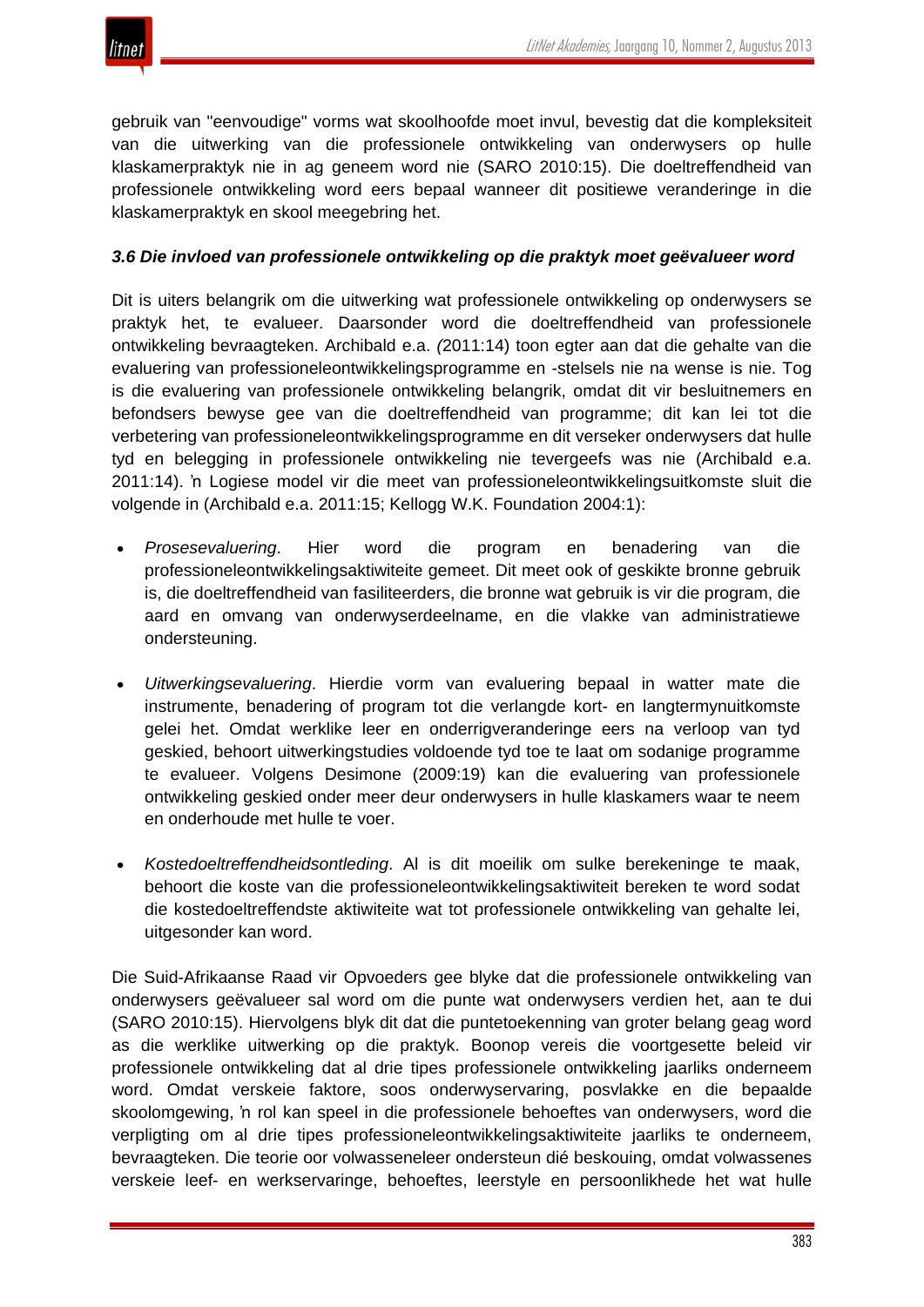gebruik van "eenvoudige" vorms wat skoolhoofde moet invul, bevestig dat die kompleksiteit van die uitwerking van die professionele ontwikkeling van onderwysers op hulle klaskamerpraktyk nie in ag geneem word nie (SARO 2010:15). Die doeltreffendheid van professionele ontwikkeling word eers bepaal wanneer dit positiewe veranderinge in die klaskamerpraktyk en skool meegebring het.

### *3.6 Die invloed van professionele ontwikkeling op die praktyk moet geëvalueer word*

Dit is uiters belangrik om die uitwerking wat professionele ontwikkeling op onderwysers se praktyk het, te evalueer. Daarsonder word die doeltreffendheid van professionele ontwikkeling bevraagteken. Archibald e.a. *(*2011:14) toon egter aan dat die gehalte van die evaluering van professioneleontwikkelingsprogramme en -stelsels nie na wense is nie. Tog is die evaluering van professionele ontwikkeling belangrik, omdat dit vir besluitnemers en befondsers bewyse gee van die doeltreffendheid van programme; dit kan lei tot die verbetering van professioneleontwikkelingsprogramme en dit verseker onderwysers dat hulle tyd en belegging in professionele ontwikkeling nie tevergeefs was nie (Archibald e.a. 2011:14). 'n Logiese model vir die meet van professioneleontwikkelingsuitkomste sluit die volgende in (Archibald e.a. 2011:15; Kellogg W.K. Foundation 2004:1):

- *Prosesevaluering*. Hier word die program en benadering van die professioneleontwikkelingsaktiwiteite gemeet. Dit meet ook of geskikte bronne gebruik is, die doeltreffendheid van fasiliteerders, die bronne wat gebruik is vir die program, die aard en omvang van onderwyserdeelname, en die vlakke van administratiewe ondersteuning.
- *Uitwerkingsevaluering*. Hierdie vorm van evaluering bepaal in watter mate die instrumente, benadering of program tot die verlangde kort- en langtermynuitkomste gelei het. Omdat werklike leer en onderrigveranderinge eers na verloop van tyd geskied, behoort uitwerkingstudies voldoende tyd toe te laat om sodanige programme te evalueer. Volgens Desimone (2009:19) kan die evaluering van professionele ontwikkeling geskied onder meer deur onderwysers in hulle klaskamers waar te neem en onderhoude met hulle te voer.
- *Kostedoeltreffendheidsontleding*. Al is dit moeilik om sulke berekeninge te maak, behoort die koste van die professioneleontwikkelingsaktiwiteit bereken te word sodat die kostedoeltreffendste aktiwiteite wat tot professionele ontwikkeling van gehalte lei, uitgesonder kan word.

Die Suid-Afrikaanse Raad vir Opvoeders gee blyke dat die professionele ontwikkeling van onderwysers geëvalueer sal word om die punte wat onderwysers verdien het, aan te dui (SARO 2010:15). Hiervolgens blyk dit dat die puntetoekenning van groter belang geag word as die werklike uitwerking op die praktyk. Boonop vereis die voortgesette beleid vir professionele ontwikkeling dat al drie tipes professionele ontwikkeling jaarliks onderneem word. Omdat verskeie faktore, soos onderwyservaring, posvlakke en die bepaalde skoolomgewing, 'n rol kan speel in die professionele behoeftes van onderwysers, word die verpligting om al drie tipes professioneleontwikkelingsaktiwiteite jaarliks te onderneem, bevraagteken. Die teorie oor volwasseneleer ondersteun dié beskouing, omdat volwassenes verskeie leef- en werkservaringe, behoeftes, leerstyle en persoonlikhede het wat hulle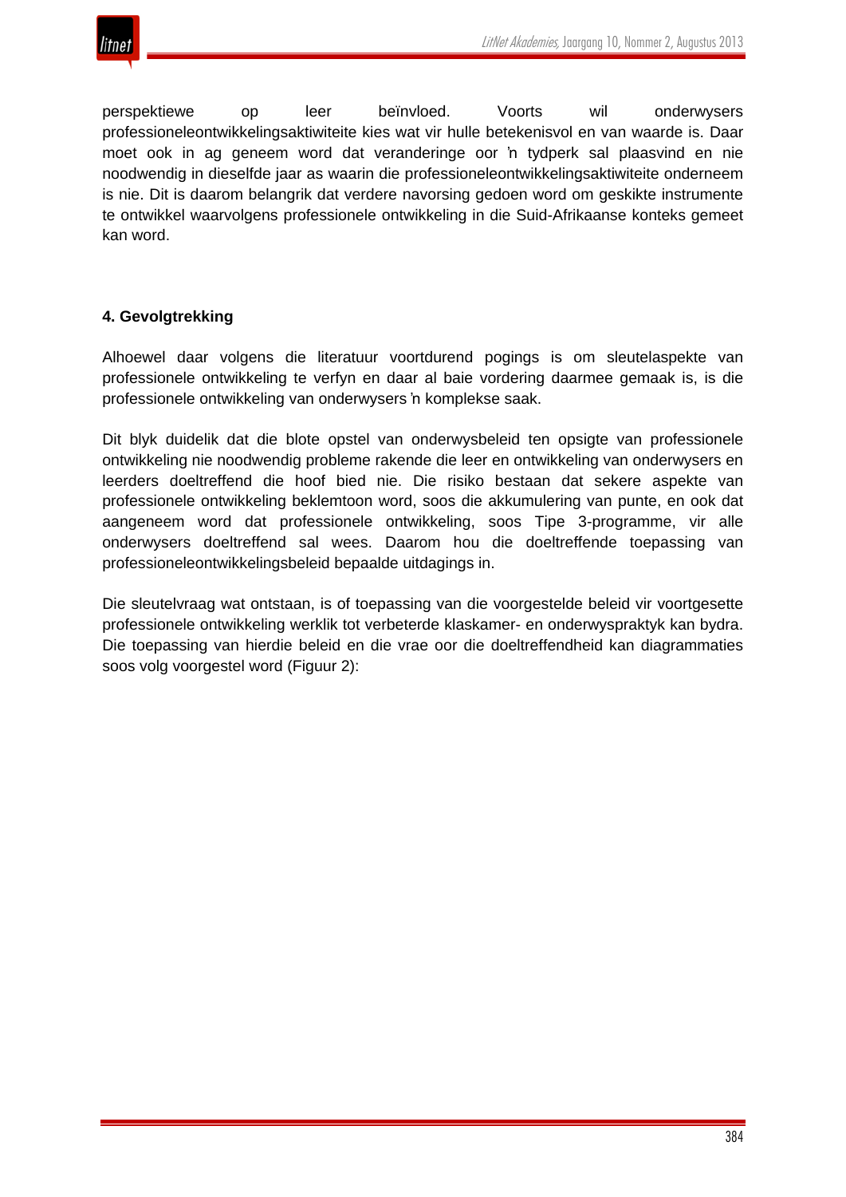perspektiewe op leer beïnvloed. Voorts wil onderwysers professioneleontwikkelingsaktiwiteite kies wat vir hulle betekenisvol en van waarde is. Daar moet ook in ag geneem word dat veranderinge oor 'n tydperk sal plaasvind en nie noodwendig in dieselfde jaar as waarin die professioneleontwikkelingsaktiwiteite onderneem is nie. Dit is daarom belangrik dat verdere navorsing gedoen word om geskikte instrumente te ontwikkel waarvolgens professionele ontwikkeling in die Suid-Afrikaanse konteks gemeet kan word.

## 4. Gevolgtrekking

Alhoewel daar volgens die literatuur voortdurend pogings is om sleutelaspekte van professionele ontwikkeling te verfyn en daar al baie vordering daarmee gemaak is, is die professionele ontwikkeling van onderwysers 'n komplekse saak.

Dit blyk duidelik dat die blote opstel van onderwysbeleid ten opsigte van professionele ontwikkeling nie noodwendig probleme rakende die leer en ontwikkeling van onderwysers en leerders doeltreffend die hoof bied nie. Die risiko bestaan dat sekere aspekte van professionele ontwikkeling beklemtoon word, soos die akkumulering van punte, en ook dat aangeneem word dat professionele ontwikkeling, soos Tipe 3-programme, vir alle onderwysers doeltreffend sal wees. Daarom hou die doeltreffende toepassing van professioneleontwikkelingsbeleid bepaalde uitdagings in.

Die sleutelvraag wat ontstaan, is of toepassing van die voorgestelde beleid vir voortgesette professionele ontwikkeling werklik tot verbeterde klaskamer- en onderwyspraktyk kan bydra. Die toepassing van hierdie beleid en die vrae oor die doeltreffendheid kan diagrammaties soos volg voorgestel word (Figuur 2):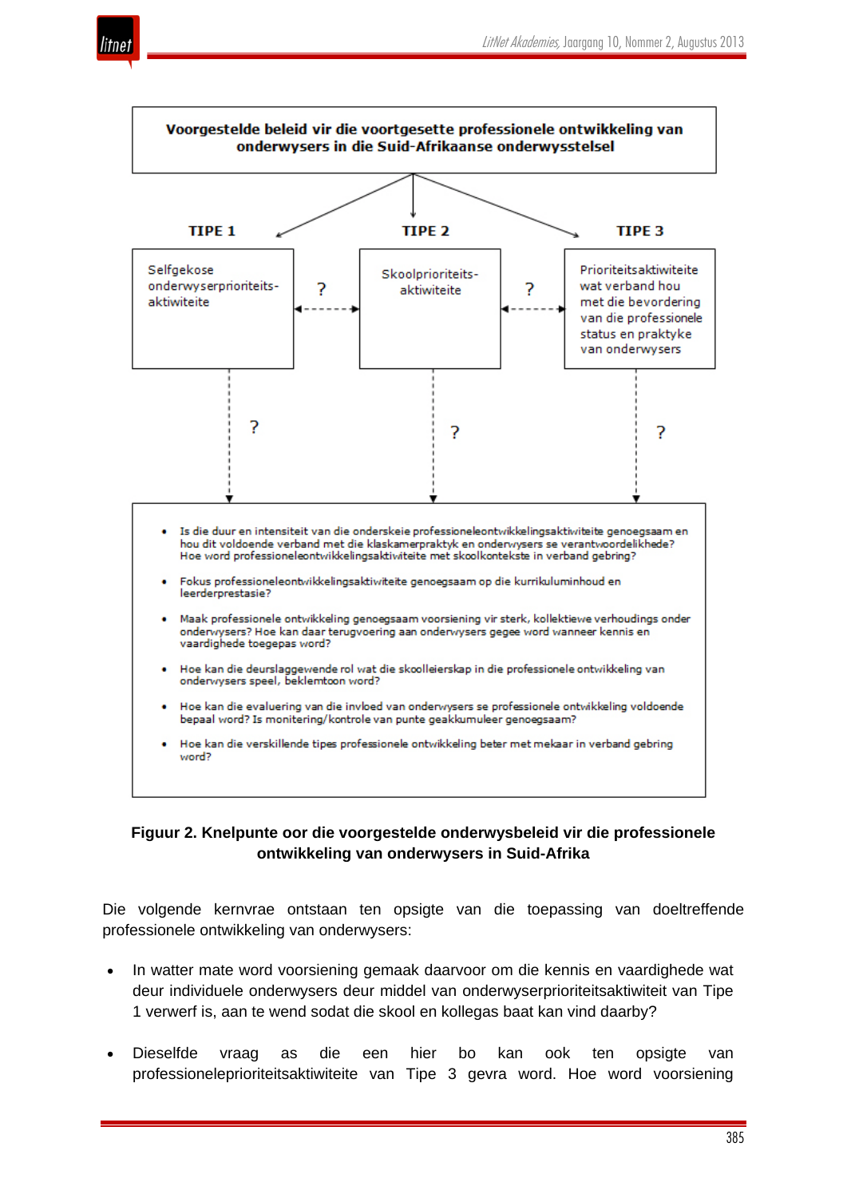**Voorgestelde beleid vir die voortgesette professionele ontwikkeling van onderwysers in die Suid-Afrikaanse onderwysstelsel**

**TIPE 1**

Selfgekose onderwyserprioriteitsaktiwiteite

?

**TIPE 2**

Skoolprioriteitsaktiwiteite

?

**TIPE 3**

Prioriteitsaktiwiteite wat verband hou met die bevordering van die professionele status en praktyke van onderwysers

? ? ?

- Is die duur en intensiteit van die onderskeie professioneleontwikkelingsaktiwiteite genoegsaam en hou dit voldoende verband met die klaskamerpraktyk en onderwysers se verantwoordelikhede? Hoe word professioneleontwikkelingsaktiwiteite met skoolkontekste in verband gebring?
- Fokus professioneleontwikkelingsaktiwiteite genoegsaam op die kurrikuluminhoud en leerderprestasie?
- Maak professionele ontwikkeling genoegsaam voorsiening vir sterk, kollektiewe verhoudings onder onderwysers? Hoe kan daar terugvoering aan onderwysers gegee word wanneer kennis en vaardighede toegepas word?
- Hoe kan die deurslaggewende rol wat die skoolleierskap in die professionele ontwikkeling van onderwysers speel, beklemtoon word?
- Hoe kan die evaluering van die invloed van onderwysers se professionele ontwikkeling voldoende bepaal word? Is monitering/kontrole van punte geakkumuleer genoegsaam?
- Hoe kan die verskillende tipes professionele ontwikkeling beter met mekaar in verband gebring word?

**Figuur 2. Knelpunte oor die voorgestelde onderwysbeleid vir die professionele ontwikkeling van onderwysers in Suid-Afrika**

Die volgende kernvrae ontstaan ten opsigte van die toepassing van doeltreffende professionele ontwikkeling van onderwysers:

- In watter mate word voorsiening gemaak daarvoor om die kennis en vaardighede wat deur individuele onderwysers deur middel van onderwyserprioriteitsaktiwiteit van Tipe 1 verwerf is, aan te wend sodat die skool en kollegas baat kan vind daarby?
- Dieselfde vraag as die een hier bo kan ook ten opsigte van professioneleprioriteitsaktiwiteite van Tipe 3 gevra word. Hoe word voorsiening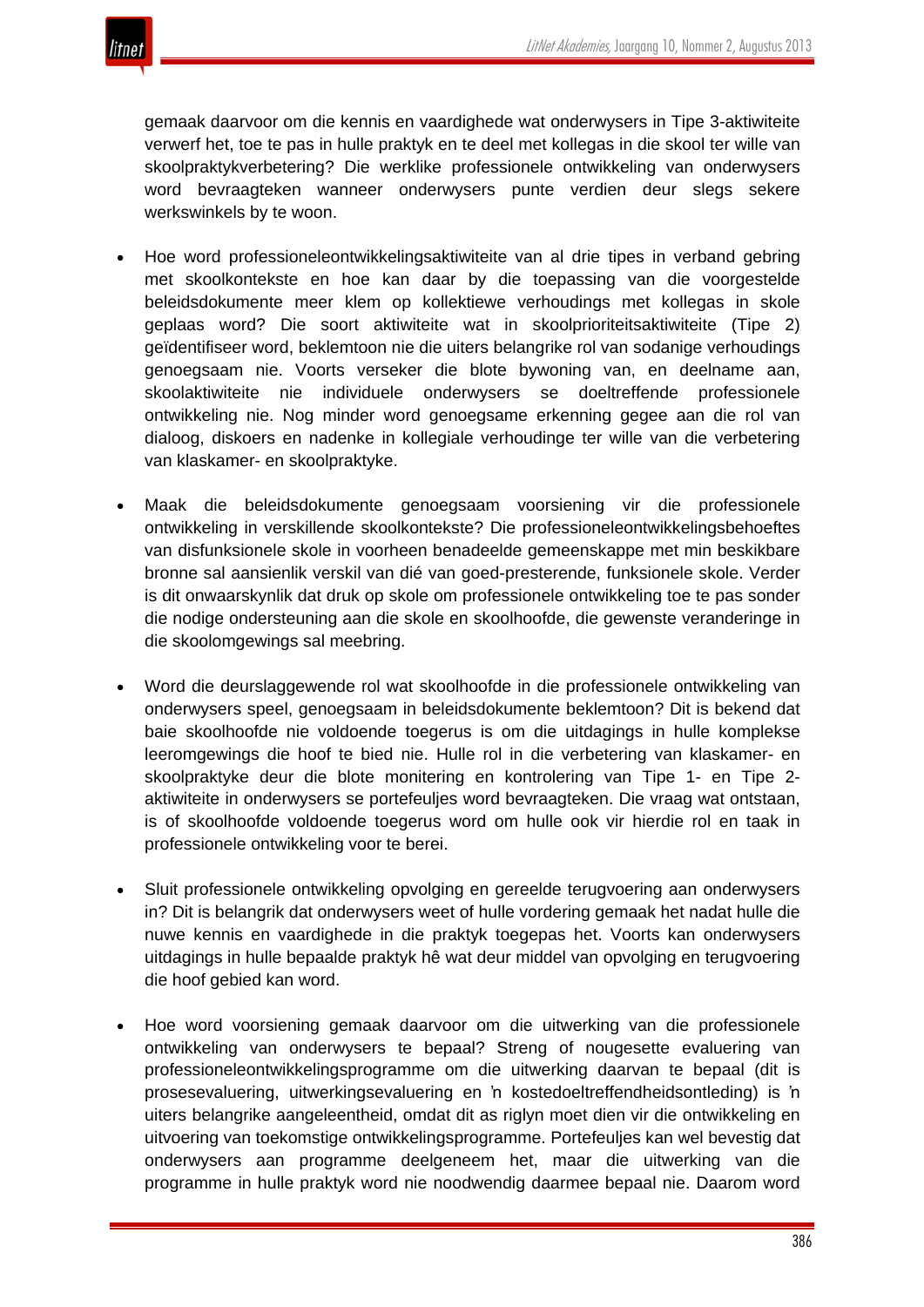gemaak daarvoor om die kennis en vaardighede wat onderwysers in Tipe 3-aktiwiteite verwerf het, toe te pas in hulle praktyk en te deel met kollegas in die skool ter wille van skoolpraktykverbetering? Die werklike professionele ontwikkeling van onderwysers word bevraagteken wanneer onderwysers punte verdien deur slegs sekere werkswinkels by te woon.

- Hoe word professioneleontwikkelingsaktiwiteite van al drie tipes in verband gebring met skoolkontekste en hoe kan daar by die toepassing van die voorgestelde beleidsdokumente meer klem op kollektiewe verhoudings met kollegas in skole geplaas word? Die soort aktiwiteite wat in skoolprioriteitsaktiwiteite (Tipe 2) geïdentifiseer word, beklemtoon nie die uiters belangrike rol van sodanige verhoudings genoegsaam nie. Voorts verseker die blote bywoning van, en deelname aan, skoolaktiwiteite nie individuele onderwysers se doeltreffende professionele ontwikkeling nie. Nog minder word genoegsame erkenning gegee aan die rol van dialoog, diskoers en nadenke in kollegiale verhoudinge ter wille van die verbetering van klaskamer- en skoolpraktyke.

- Maak die beleidsdokumente genoegsaam voorsiening vir die professionele ontwikkeling in verskillende skoolkontekste? Die professioneleontwikkelingsbehoeftes van disfunksionele skole in voorheen benadeelde gemeenskappe met min beskikbare bronne sal aansienlik verskil van dié van goed-presterende, funksionele skole. Verder is dit onwaarskynlik dat druk op skole om professionele ontwikkeling toe te pas sonder die nodige ondersteuning aan die skole en skoolhoofde, die gewenste veranderinge in die skoolomgewings sal meebring.

- Word die deurslaggewende rol wat skoolhoofde in die professionele ontwikkeling van onderwysers speel, genoegsaam in beleidsdokumente beklemtoon? Dit is bekend dat baie skoolhoofde nie voldoende toegerus is om die uitdagings in hulle komplekse leeromgewings die hoof te bied nie. Hulle rol in die verbetering van klaskamer- en skoolpraktyke deur die blote monitering en kontrolering van Tipe 1- en Tipe 2-aktiwiteite in onderwysers se portefeuljes word bevraagteken. Die vraag wat ontstaan, is of skoolhoofde voldoende toegerus word om hulle ook vir hierdie rol en taak in professionele ontwikkeling voor te berei.

- Sluit professionele ontwikkeling opvolging en gereelde terugvoering aan onderwysers in? Dit is belangrik dat onderwysers weet of hulle vordering gemaak het nadat hulle die nuwe kennis en vaardighede in die praktyk toegepas het. Voorts kan onderwysers uitdagings in hulle bepaalde praktyk hê wat deur middel van opvolging en terugvoering die hoof gebied kan word.

- Hoe word voorsiening gemaak daarvoor om die uitwerking van die professionele ontwikkeling van onderwysers te bepaal? Streng of nougesette evaluering van professioneleontwikkelingsprogramme om die uitwerking daarvan te bepaal (dit is prosesevaluering, uitwerkingsevaluering en 'n kostedoeltreffendheidsontleding) is 'n uiters belangrike aangeleentheid, omdat dit as riglyn moet dien vir die ontwikkeling en uitvoering van toekomstige ontwikkelingsprogramme. Portefeuljes kan wel bevestig dat onderwysers aan programme deelgeneem het, maar die uitwerking van die programme in hulle praktyk word nie noodwendig daarmee bepaal nie. Daarom word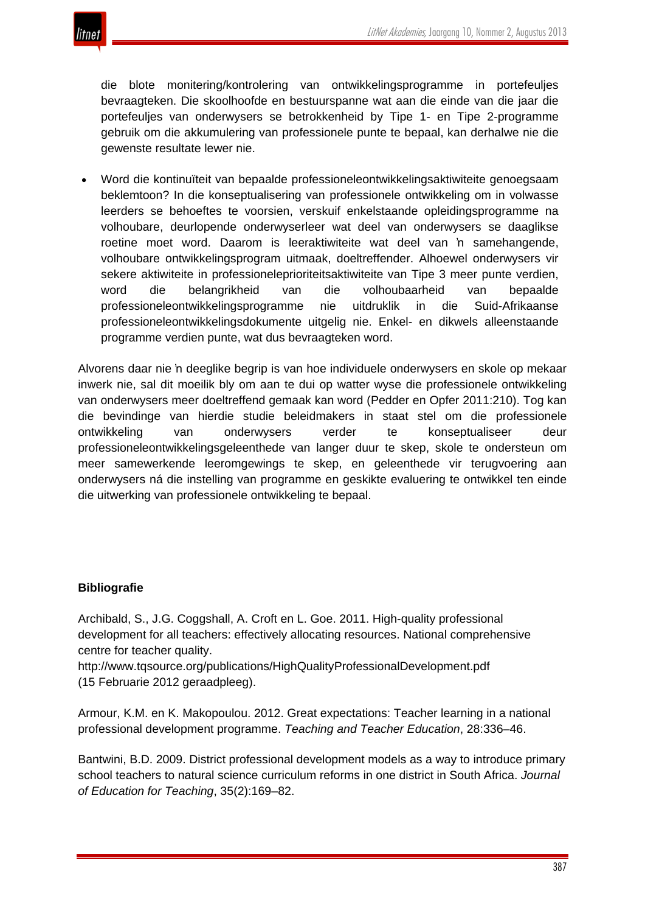die blote monitering/kontrolering van ontwikkelingsprogramme in portefeuljes bevraagteken. Die skoolhoofde en bestuurspanne wat aan die einde van die jaar die portefeuljes van onderwysers se betrokkenheid by Tipe 1- en Tipe 2-programme gebruik om die akkumulering van professionele punte te bepaal, kan derhalwe nie die gewenste resultate lewer nie.

- Word die kontinuïteit van bepaalde professioneleontwikkelingsaktiwiteite genoegsaam beklemtoon? In die konseptualisering van professionele ontwikkeling om in volwasse leerders se behoeftes te voorsien, verskuif enkelstaande opleidingsprogramme na volhoubare, deurlopende onderwyserleer wat deel van onderwysers se daaglikse roetine moet word. Daarom is leeraktiwiteite wat deel van ŉ samehangende, volhoubare ontwikkelingsprogram uitmaak, doeltreffender. Alhoewel onderwysers vir sekere aktiwiteite in professioneleprioriteitsaktiwiteite van Tipe 3 meer punte verdien, word die belangrikheid van die volhoubaarheid van bepaalde professioneleontwikkelingsprogramme nie uitdruklik in die Suid-Afrikaanse professioneleontwikkelingsdokumente uitgelig nie. Enkel- en dikwels alleenstaande programme verdien punte, wat dus bevraagteken word.

Alvorens daar nie ŉ deeglike begrip is van hoe individuele onderwysers en skole op mekaar inwerk nie, sal dit moeilik bly om aan te dui op watter wyse die professionele ontwikkeling van onderwysers meer doeltreffend gemaak kan word (Pedder en Opfer 2011:210). Tog kan die bevindinge van hierdie studie beleidmakers in staat stel om die professionele ontwikkeling van onderwysers verder te konseptualiseer deur professioneleontwikkelingsgeleenthede van langer duur te skep, skole te ondersteun om meer samewerkende leeromgewings te skep, en geleenthede vir terugvoering aan onderwysers ná die instelling van programme en geskikte evaluering te ontwikkel ten einde die uitwerking van professionele ontwikkeling te bepaal.

**Bibliografie**

Archibald, S., J.G. Coggshall, A. Croft en L. Goe. 2011. High-quality professional development for all teachers: effectively allocating resources. National comprehensive centre for teacher quality. http://www.tqsource.org/publications/HighQualityProfessionalDevelopment.pdf (15 Februarie 2012 geraadpleeg).

Armour, K.M. en K. Makopoulou. 2012. Great expectations: Teacher learning in a national professional development programme. *Teaching and Teacher Education*, 28:336–46.

Bantwini, B.D. 2009. District professional development models as a way to introduce primary school teachers to natural science curriculum reforms in one district in South Africa. *Journal of Education for Teaching*, 35(2):169–82.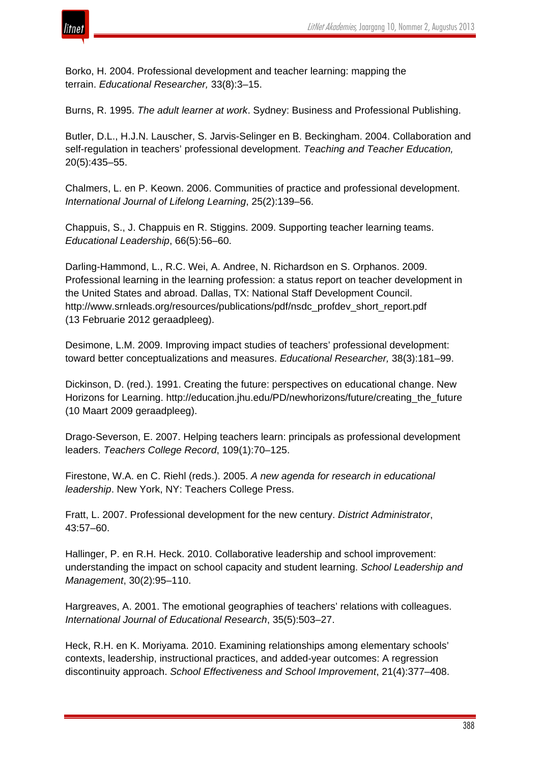Borko, H. 2004. Professional development and teacher learning: mapping the terrain. *Educational Researcher,* 33(8):3–15.

Burns, R. 1995. *The adult learner at work*. Sydney: Business and Professional Publishing.

Butler, D.L., H.J.N. Lauscher, S. Jarvis-Selinger en B. Beckingham. 2004. Collaboration and self-regulation in teachers' professional development. *Teaching and Teacher Education,* 20(5):435–55.

Chalmers, L. en P. Keown. 2006. Communities of practice and professional development. *International Journal of Lifelong Learning*, 25(2):139–56.

Chappuis, S., J. Chappuis en R. Stiggins. 2009. Supporting teacher learning teams. *Educational Leadership*, 66(5):56–60.

Darling-Hammond, L., R.C. Wei, A. Andree, N. Richardson en S. Orphanos. 2009. Professional learning in the learning profession: a status report on teacher development in the United States and abroad. Dallas, TX: National Staff Development Council. http://www.srnleads.org/resources/publications/pdf/nsdc_profdev_short_report.pdf (13 Februarie 2012 geraadpleeg).

Desimone, L.M. 2009. Improving impact studies of teachers' professional development: toward better conceptualizations and measures. *Educational Researcher,* 38(3):181–99.

Dickinson, D. (red.). 1991. Creating the future: perspectives on educational change. New Horizons for Learning. http://education.jhu.edu/PD/newhorizons/future/creating_the_future (10 Maart 2009 geraadpleeg).

Drago-Severson, E. 2007. Helping teachers learn: principals as professional development leaders. *Teachers College Record*, 109(1):70–125.

Firestone, W.A. en C. Riehl (reds.). 2005. *A new agenda for research in educational leadership*. New York, NY: Teachers College Press.

Fratt, L. 2007. Professional development for the new century. *District Administrator*, 43:57–60.

Hallinger, P. en R.H. Heck. 2010. Collaborative leadership and school improvement: understanding the impact on school capacity and student learning. *School Leadership and Management*, 30(2):95–110.

Hargreaves, A. 2001. The emotional geographies of teachers' relations with colleagues. *International Journal of Educational Research*, 35(5):503–27.

Heck, R.H. en K. Moriyama. 2010. Examining relationships among elementary schools' contexts, leadership, instructional practices, and added-year outcomes: A regression discontinuity approach. *School Effectiveness and School Improvement*, 21(4):377–408.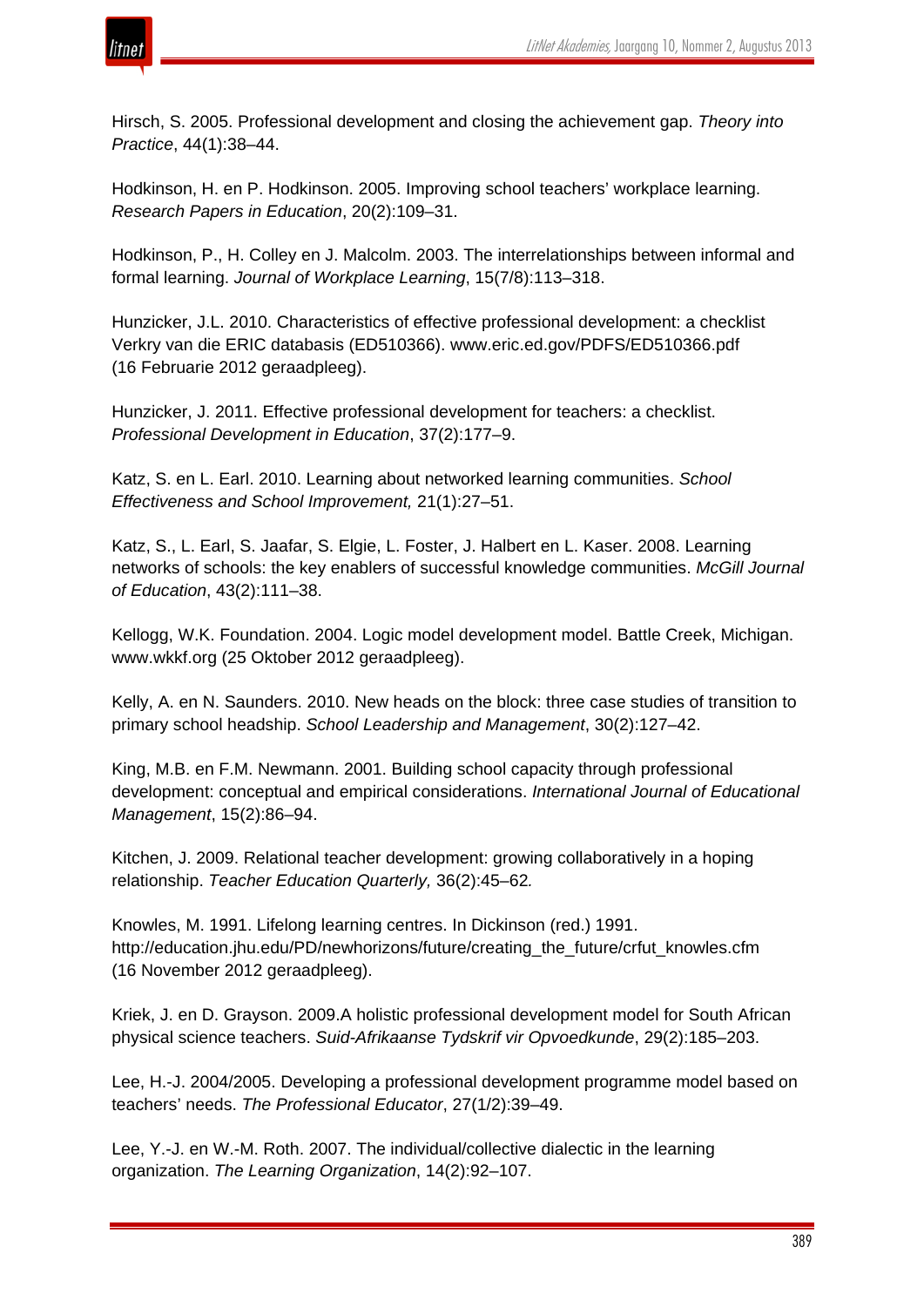Hirsch, S. 2005. Professional development and closing the achievement gap. *Theory into Practice*, 44(1):38–44.

Hodkinson, H. en P. Hodkinson. 2005. Improving school teachers' workplace learning. *Research Papers in Education*, 20(2):109–31.

Hodkinson, P., H. Colley en J. Malcolm. 2003. The interrelationships between informal and formal learning. *Journal of Workplace Learning*, 15(7/8):113–318.

Hunzicker, J.L. 2010. Characteristics of effective professional development: a checklist Verkry van die ERIC databasis (ED510366). www.eric.ed.gov/PDFS/ED510366.pdf (16 Februarie 2012 geraadpleeg).

Hunzicker, J. 2011. Effective professional development for teachers: a checklist. *Professional Development in Education*, 37(2):177–9.

Katz, S. en L. Earl. 2010. Learning about networked learning communities. *School Effectiveness and School Improvement,* 21(1):27–51.

Katz, S., L. Earl, S. Jaafar, S. Elgie, L. Foster, J. Halbert en L. Kaser. 2008. Learning networks of schools: the key enablers of successful knowledge communities. *McGill Journal of Education*, 43(2):111–38.

Kellogg, W.K. Foundation. 2004. Logic model development model. Battle Creek, Michigan. www.wkkf.org (25 Oktober 2012 geraadpleeg).

Kelly, A. en N. Saunders. 2010. New heads on the block: three case studies of transition to primary school headship. *School Leadership and Management*, 30(2):127–42.

King, M.B. en F.M. Newmann. 2001. Building school capacity through professional development: conceptual and empirical considerations. *International Journal of Educational Management*, 15(2):86–94.

Kitchen, J. 2009. Relational teacher development: growing collaboratively in a hoping relationship. *Teacher Education Quarterly,* 36(2):45–62*.*

Knowles, M. 1991. Lifelong learning centres. In Dickinson (red.) 1991. http://education.jhu.edu/PD/newhorizons/future/creating_the_future/crfut_knowles.cfm (16 November 2012 geraadpleeg).

Kriek, J. en D. Grayson. 2009.A holistic professional development model for South African physical science teachers. *Suid-Afrikaanse Tydskrif vir Opvoedkunde*, 29(2):185–203.

Lee, H.-J. 2004/2005. Developing a professional development programme model based on teachers' needs. *The Professional Educator*, 27(1/2):39–49.

Lee, Y.-J. en W.-M. Roth. 2007. The individual/collective dialectic in the learning organization. *The Learning Organization*, 14(2):92–107.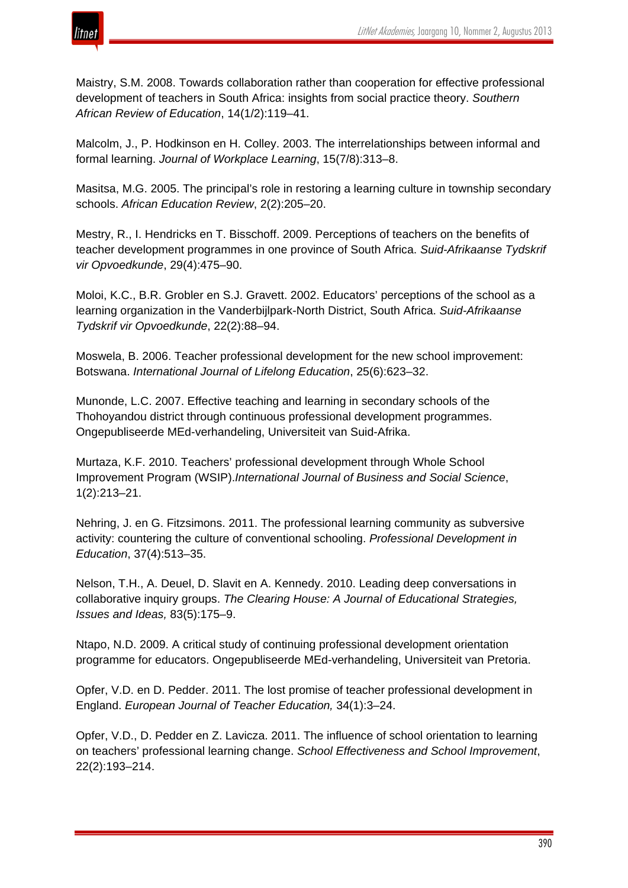Maistry, S.M. 2008. Towards collaboration rather than cooperation for effective professional development of teachers in South Africa: insights from social practice theory. *Southern African Review of Education*, 14(1/2):119–41.

Malcolm, J., P. Hodkinson en H. Colley. 2003. The interrelationships between informal and formal learning. *Journal of Workplace Learning*, 15(7/8):313–8.

Masitsa, M.G. 2005. The principal's role in restoring a learning culture in township secondary schools. *African Education Review*, 2(2):205–20.

Mestry, R., I. Hendricks en T. Bisschoff. 2009. Perceptions of teachers on the benefits of teacher development programmes in one province of South Africa. *Suid-Afrikaanse Tydskrif vir Opvoedkunde*, 29(4):475–90.

Moloi, K.C., B.R. Grobler en S.J. Gravett. 2002. Educators' perceptions of the school as a learning organization in the Vanderbijlpark-North District, South Africa. *Suid-Afrikaanse Tydskrif vir Opvoedkunde*, 22(2):88–94.

Moswela, B. 2006. Teacher professional development for the new school improvement: Botswana. *International Journal of Lifelong Education*, 25(6):623–32.

Munonde, L.C. 2007. Effective teaching and learning in secondary schools of the Thohoyandou district through continuous professional development programmes. Ongepubliseerde MEd-verhandeling, Universiteit van Suid-Afrika.

Murtaza, K.F. 2010. Teachers' professional development through Whole School Improvement Program (WSIP).*International Journal of Business and Social Science*, 1(2):213–21.

Nehring, J. en G. Fitzsimons. 2011. The professional learning community as subversive activity: countering the culture of conventional schooling. *Professional Development in Education*, 37(4):513–35.

Nelson, T.H., A. Deuel, D. Slavit en A. Kennedy. 2010. Leading deep conversations in collaborative inquiry groups. *The Clearing House: A Journal of Educational Strategies, Issues and Ideas,* 83(5):175–9.

Ntapo, N.D. 2009. A critical study of continuing professional development orientation programme for educators. Ongepubliseerde MEd-verhandeling, Universiteit van Pretoria.

Opfer, V.D. en D. Pedder. 2011. The lost promise of teacher professional development in England. *European Journal of Teacher Education,* 34(1):3–24.

Opfer, V.D., D. Pedder en Z. Lavicza. 2011. The influence of school orientation to learning on teachers' professional learning change. *School Effectiveness and School Improvement*, 22(2):193–214.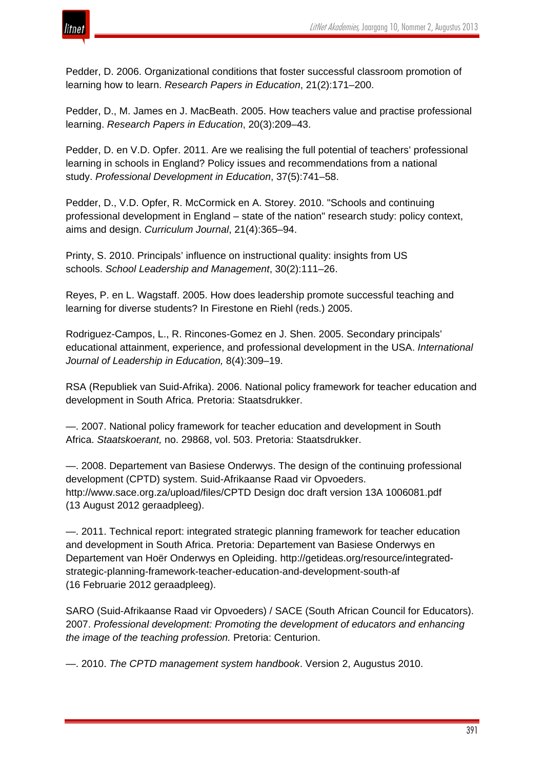Pedder, D. 2006. Organizational conditions that foster successful classroom promotion of learning how to learn. *Research Papers in Education*, 21(2):171–200.

Pedder, D., M. James en J. MacBeath. 2005. How teachers value and practise professional learning. *Research Papers in Education*, 20(3):209–43.

Pedder, D. en V.D. Opfer. 2011. Are we realising the full potential of teachers' professional learning in schools in England? Policy issues and recommendations from a national study. *Professional Development in Education*, 37(5):741–58.

Pedder, D., V.D. Opfer, R. McCormick en A. Storey. 2010. "Schools and continuing professional development in England – state of the nation" research study: policy context, aims and design. *Curriculum Journal*, 21(4):365–94.

Printy, S. 2010. Principals' influence on instructional quality: insights from US schools. *School Leadership and Management*, 30(2):111–26.

Reyes, P. en L. Wagstaff. 2005. How does leadership promote successful teaching and learning for diverse students? In Firestone en Riehl (reds.) 2005.

Rodriguez-Campos, L., R. Rincones-Gomez en J. Shen. 2005. Secondary principals' educational attainment, experience, and professional development in the USA. *International Journal of Leadership in Education,* 8(4):309–19.

RSA (Republiek van Suid-Afrika). 2006. National policy framework for teacher education and development in South Africa. Pretoria: Staatsdrukker.

—. 2007. National policy framework for teacher education and development in South Africa. *Staatskoerant,* no. 29868, vol. 503. Pretoria: Staatsdrukker.

—. 2008. Departement van Basiese Onderwys. The design of the continuing professional development (CPTD) system. Suid-Afrikaanse Raad vir Opvoeders. http://www.sace.org.za/upload/files/CPTD Design doc draft version 13A 1006081.pdf (13 August 2012 geraadpleeg).

—. 2011. Technical report: integrated strategic planning framework for teacher education and development in South Africa. Pretoria: Departement van Basiese Onderwys en Departement van Hoër Onderwys en Opleiding. http://getideas.org/resource/integrated-strategic-planning-framework-teacher-education-and-development-south-af (16 Februarie 2012 geraadpleeg).

SARO (Suid-Afrikaanse Raad vir Opvoeders) / SACE (South African Council for Educators). 2007. *Professional development: Promoting the development of educators and enhancing the image of the teaching profession.* Pretoria: Centurion.

—. 2010. *The CPTD management system handbook*. Version 2, Augustus 2010.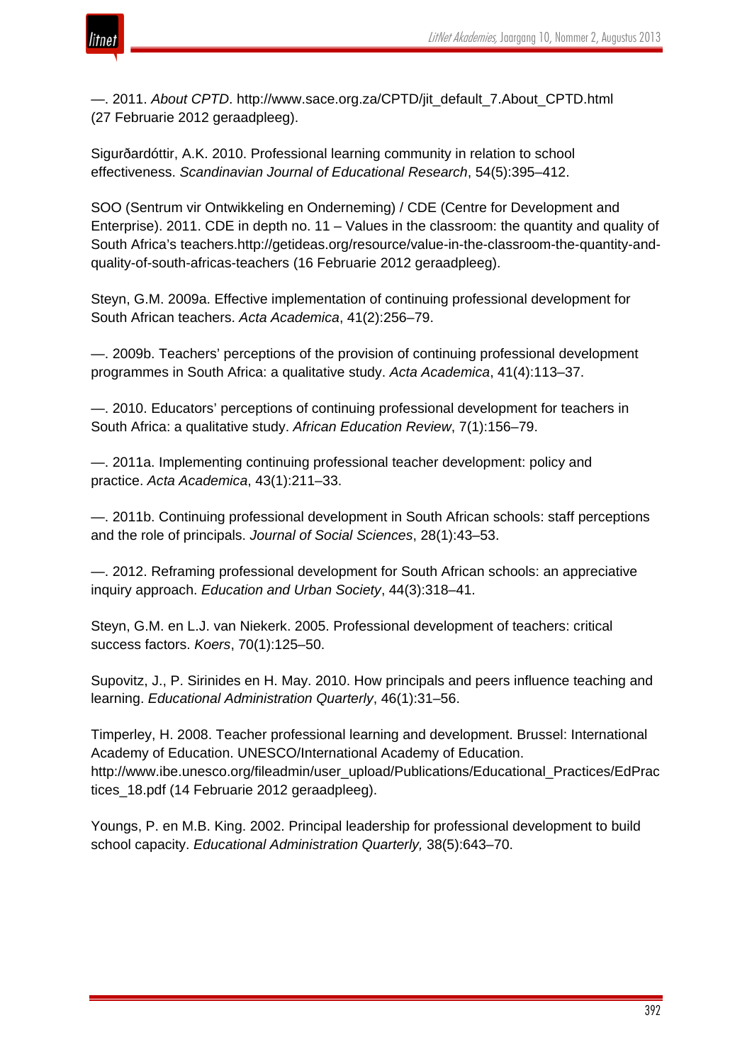—. 2011. *About CPTD*. http://www.sace.org.za/CPTD/jit_default_7.About_CPTD.html (27 Februarie 2012 geraadpleeg).

Sigurðardóttir, A.K. 2010. Professional learning community in relation to school effectiveness. *Scandinavian Journal of Educational Research*, 54(5):395–412.

SOO (Sentrum vir Ontwikkeling en Onderneming) / CDE (Centre for Development and Enterprise). 2011. CDE in depth no. 11 – Values in the classroom: the quantity and quality of South Africa's teachers.http://getideas.org/resource/value-in-the-classroom-the-quantity-and-quality-of-south-africas-teachers (16 Februarie 2012 geraadpleeg).

Steyn, G.M. 2009a. Effective implementation of continuing professional development for South African teachers. *Acta Academica*, 41(2):256–79.

—. 2009b. Teachers' perceptions of the provision of continuing professional development programmes in South Africa: a qualitative study. *Acta Academica*, 41(4):113–37.

—. 2010. Educators' perceptions of continuing professional development for teachers in South Africa: a qualitative study. *African Education Review*, 7(1):156–79.

—. 2011a. Implementing continuing professional teacher development: policy and practice. *Acta Academica*, 43(1):211–33.

—. 2011b. Continuing professional development in South African schools: staff perceptions and the role of principals. *Journal of Social Sciences*, 28(1):43–53.

—. 2012. Reframing professional development for South African schools: an appreciative inquiry approach. *Education and Urban Society*, 44(3):318–41.

Steyn, G.M. en L.J. van Niekerk. 2005. Professional development of teachers: critical success factors. *Koers*, 70(1):125–50.

Supovitz, J., P. Sirinides en H. May. 2010. How principals and peers influence teaching and learning. *Educational Administration Quarterly*, 46(1):31–56.

Timperley, H. 2008. Teacher professional learning and development. Brussel: International Academy of Education. UNESCO/International Academy of Education. http://www.ibe.unesco.org/fileadmin/user_upload/Publications/Educational_Practices/EdPractices_18.pdf (14 Februarie 2012 geraadpleeg).

Youngs, P. en M.B. King. 2002. Principal leadership for professional development to build school capacity. *Educational Administration Quarterly,* 38(5):643–70.